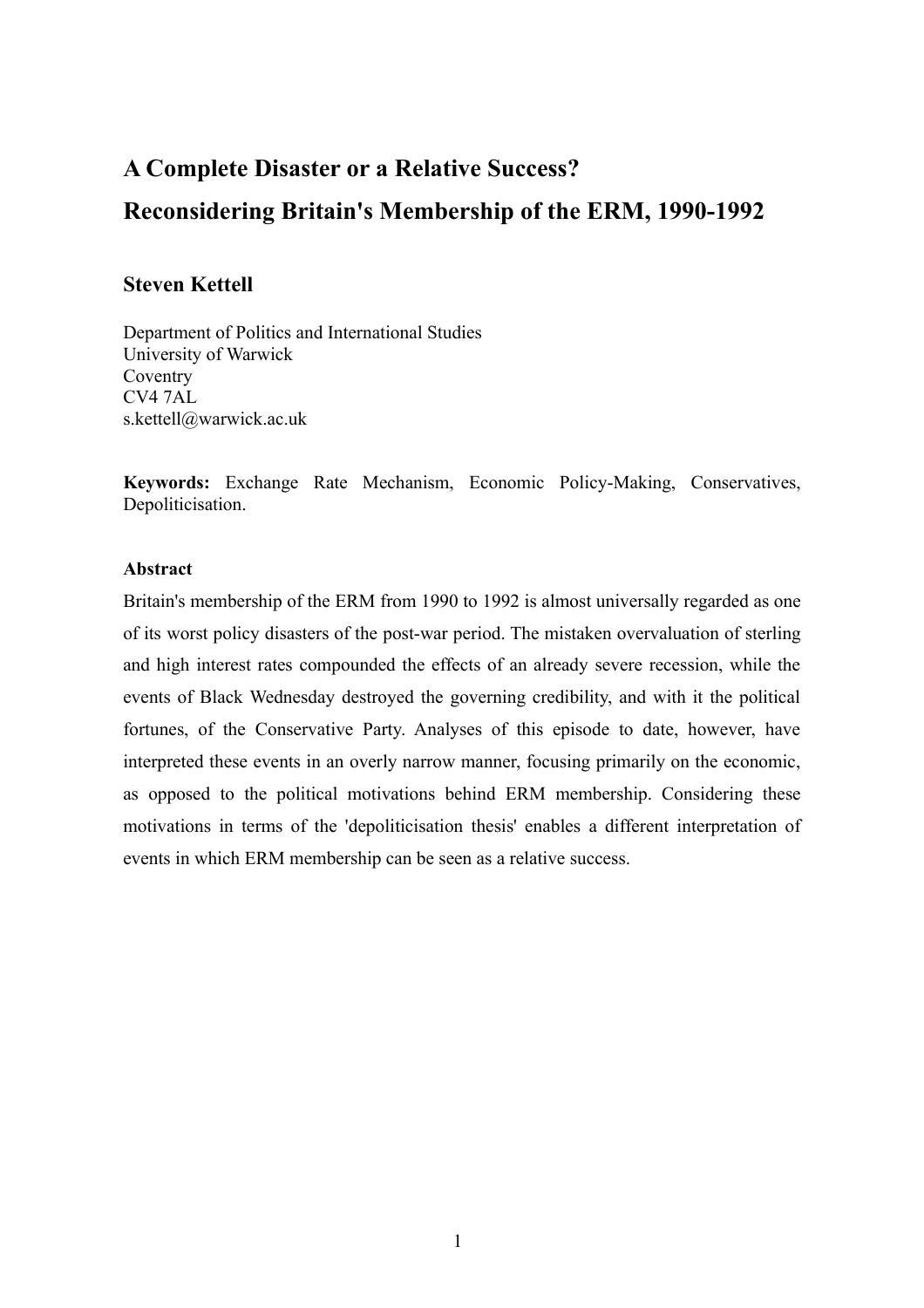# A Complete Disaster or a Relative Success?
# Reconsidering Britain's Membership of the ERM, 1990-1992

**Steven Kettell**

Department of Politics and International Studies
University of Warwick
Coventry
CV4 7AL
s.kettell@warwick.ac.uk

**Keywords:** Exchange Rate Mechanism, Economic Policy-Making, Conservatives, Depoliticisation.

**Abstract**

Britain's membership of the ERM from 1990 to 1992 is almost universally regarded as one of its worst policy disasters of the post-war period. The mistaken overvaluation of sterling and high interest rates compounded the effects of an already severe recession, while the events of Black Wednesday destroyed the governing credibility, and with it the political fortunes, of the Conservative Party. Analyses of this episode to date, however, have interpreted these events in an overly narrow manner, focusing primarily on the economic, as opposed to the political motivations behind ERM membership. Considering these motivations in terms of the 'depoliticisation thesis' enables a different interpretation of events in which ERM membership can be seen as a relative success.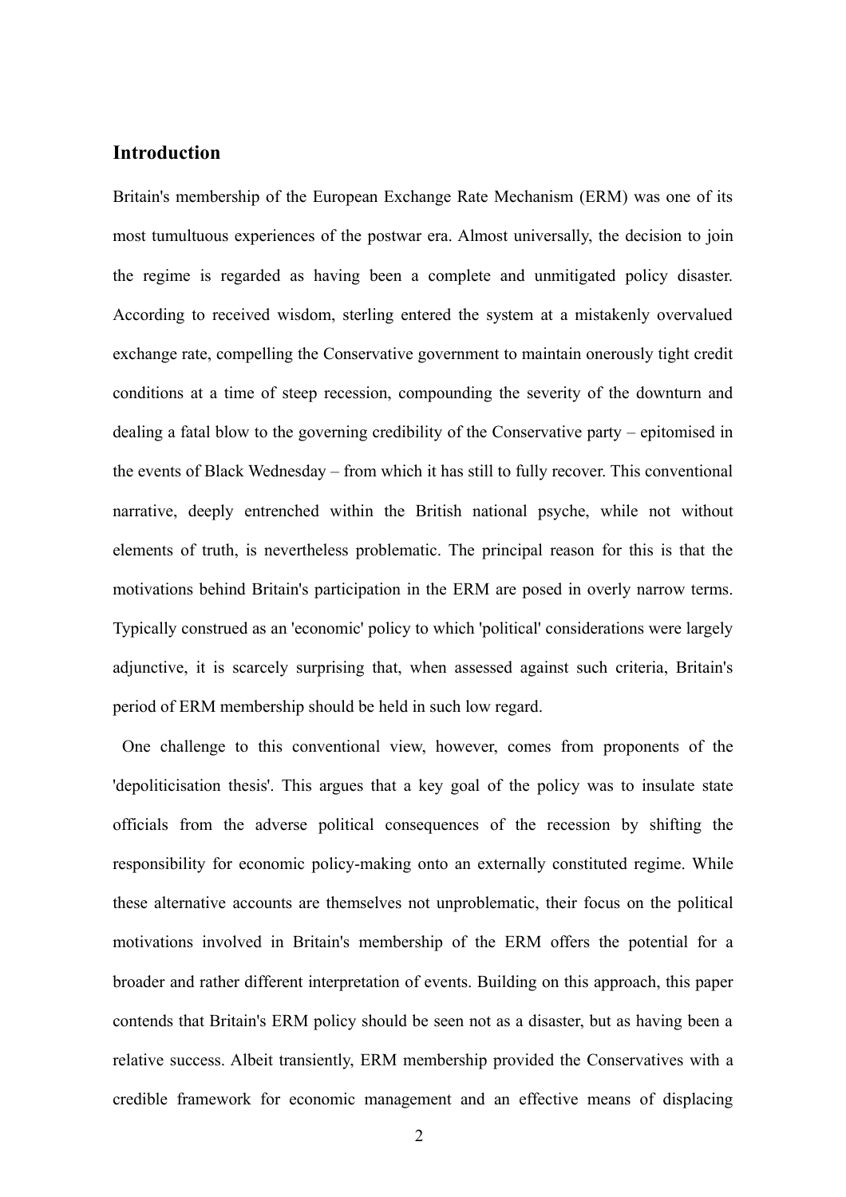## Introduction

Britain's membership of the European Exchange Rate Mechanism (ERM) was one of its most tumultuous experiences of the postwar era. Almost universally, the decision to join the regime is regarded as having been a complete and unmitigated policy disaster. According to received wisdom, sterling entered the system at a mistakenly overvalued exchange rate, compelling the Conservative government to maintain onerously tight credit conditions at a time of steep recession, compounding the severity of the downturn and dealing a fatal blow to the governing credibility of the Conservative party – epitomised in the events of Black Wednesday – from which it has still to fully recover. This conventional narrative, deeply entrenched within the British national psyche, while not without elements of truth, is nevertheless problematic. The principal reason for this is that the motivations behind Britain's participation in the ERM are posed in overly narrow terms. Typically construed as an 'economic' policy to which 'political' considerations were largely adjunctive, it is scarcely surprising that, when assessed against such criteria, Britain's period of ERM membership should be held in such low regard.

One challenge to this conventional view, however, comes from proponents of the 'depoliticisation thesis'. This argues that a key goal of the policy was to insulate state officials from the adverse political consequences of the recession by shifting the responsibility for economic policy-making onto an externally constituted regime. While these alternative accounts are themselves not unproblematic, their focus on the political motivations involved in Britain's membership of the ERM offers the potential for a broader and rather different interpretation of events. Building on this approach, this paper contends that Britain's ERM policy should be seen not as a disaster, but as having been a relative success. Albeit transiently, ERM membership provided the Conservatives with a credible framework for economic management and an effective means of displacing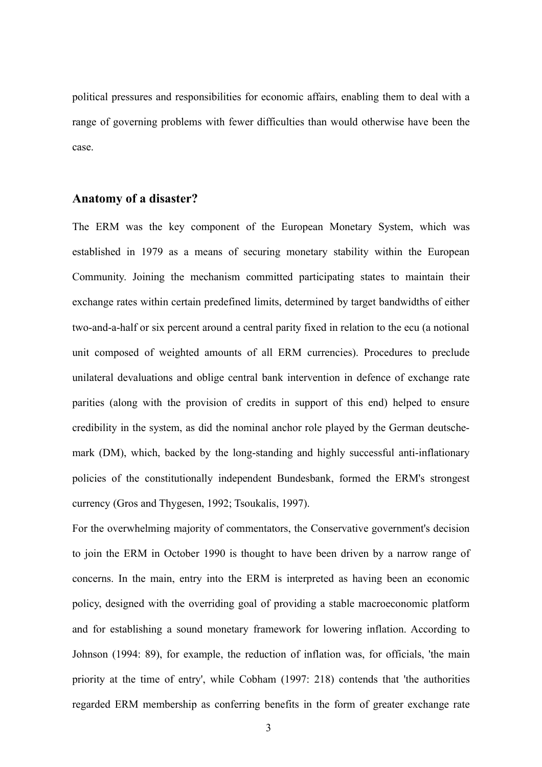political pressures and responsibilities for economic affairs, enabling them to deal with a range of governing problems with fewer difficulties than would otherwise have been the case.

## Anatomy of a disaster?

The ERM was the key component of the European Monetary System, which was established in 1979 as a means of securing monetary stability within the European Community. Joining the mechanism committed participating states to maintain their exchange rates within certain predefined limits, determined by target bandwidths of either two-and-a-half or six percent around a central parity fixed in relation to the ecu (a notional unit composed of weighted amounts of all ERM currencies). Procedures to preclude unilateral devaluations and oblige central bank intervention in defence of exchange rate parities (along with the provision of credits in support of this end) helped to ensure credibility in the system, as did the nominal anchor role played by the German deutsche-mark (DM), which, backed by the long-standing and highly successful anti-inflationary policies of the constitutionally independent Bundesbank, formed the ERM's strongest currency (Gros and Thygesen, 1992; Tsoukalis, 1997).

For the overwhelming majority of commentators, the Conservative government's decision to join the ERM in October 1990 is thought to have been driven by a narrow range of concerns. In the main, entry into the ERM is interpreted as having been an economic policy, designed with the overriding goal of providing a stable macroeconomic platform and for establishing a sound monetary framework for lowering inflation. According to Johnson (1994: 89), for example, the reduction of inflation was, for officials, 'the main priority at the time of entry', while Cobham (1997: 218) contends that 'the authorities regarded ERM membership as conferring benefits in the form of greater exchange rate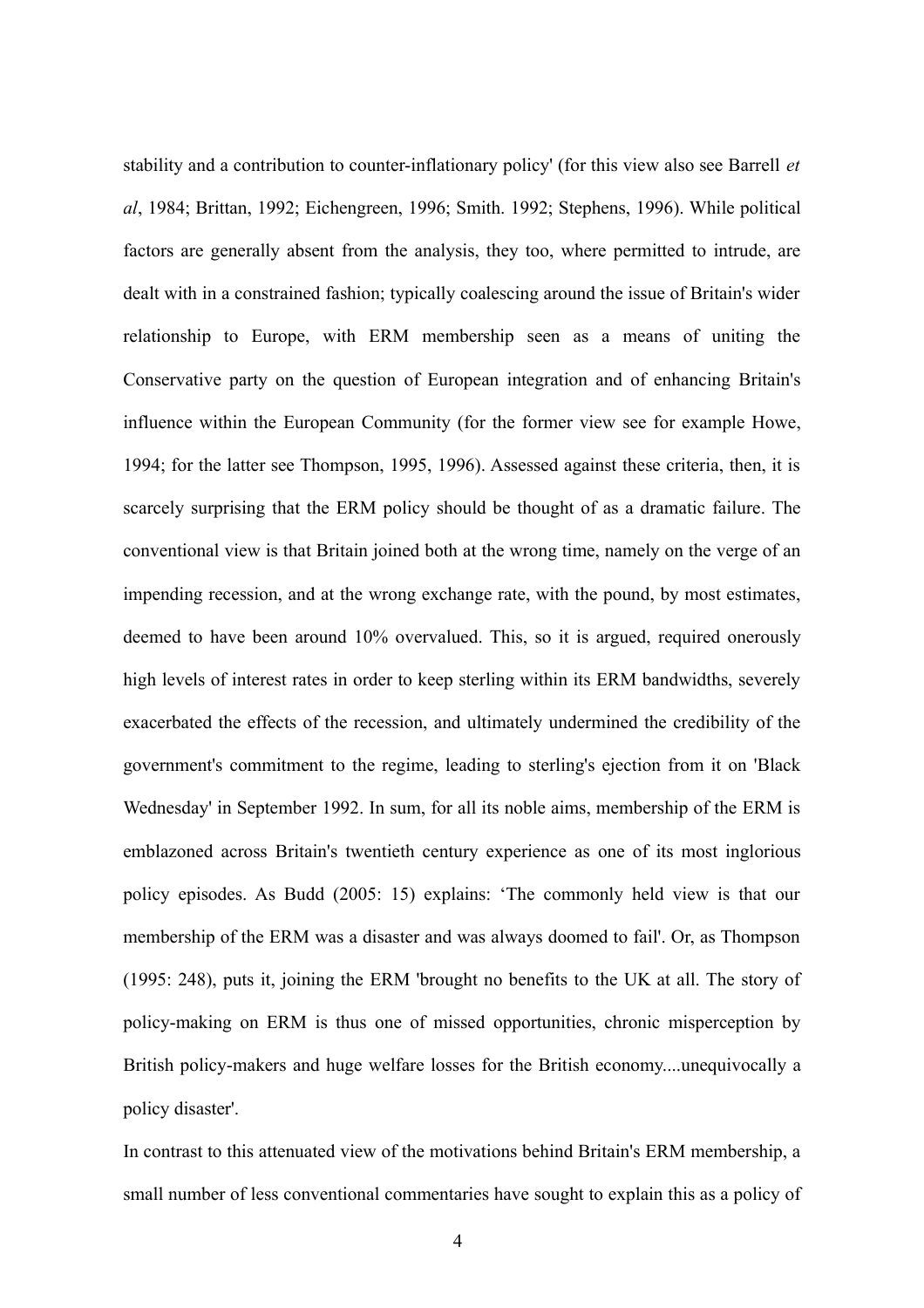stability and a contribution to counter-inflationary policy' (for this view also see Barrell *et al*, 1984; Brittan, 1992; Eichengreen, 1996; Smith. 1992; Stephens, 1996). While political factors are generally absent from the analysis, they too, where permitted to intrude, are dealt with in a constrained fashion; typically coalescing around the issue of Britain's wider relationship to Europe, with ERM membership seen as a means of uniting the Conservative party on the question of European integration and of enhancing Britain's influence within the European Community (for the former view see for example Howe, 1994; for the latter see Thompson, 1995, 1996). Assessed against these criteria, then, it is scarcely surprising that the ERM policy should be thought of as a dramatic failure. The conventional view is that Britain joined both at the wrong time, namely on the verge of an impending recession, and at the wrong exchange rate, with the pound, by most estimates, deemed to have been around 10% overvalued. This, so it is argued, required onerously high levels of interest rates in order to keep sterling within its ERM bandwidths, severely exacerbated the effects of the recession, and ultimately undermined the credibility of the government's commitment to the regime, leading to sterling's ejection from it on 'Black Wednesday' in September 1992. In sum, for all its noble aims, membership of the ERM is emblazoned across Britain's twentieth century experience as one of its most inglorious policy episodes. As Budd (2005: 15) explains: 'The commonly held view is that our membership of the ERM was a disaster and was always doomed to fail'. Or, as Thompson (1995: 248), puts it, joining the ERM 'brought no benefits to the UK at all. The story of policy-making on ERM is thus one of missed opportunities, chronic misperception by British policy-makers and huge welfare losses for the British economy....unequivocally a policy disaster'.

In contrast to this attenuated view of the motivations behind Britain's ERM membership, a small number of less conventional commentaries have sought to explain this as a policy of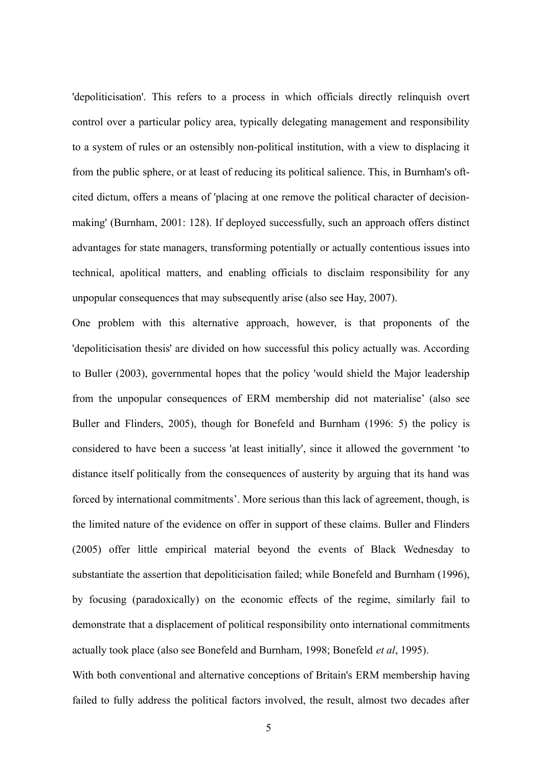'depoliticisation'. This refers to a process in which officials directly relinquish overt control over a particular policy area, typically delegating management and responsibility to a system of rules or an ostensibly non-political institution, with a view to displacing it from the public sphere, or at least of reducing its political salience. This, in Burnham's oft-cited dictum, offers a means of 'placing at one remove the political character of decision-making' (Burnham, 2001: 128). If deployed successfully, such an approach offers distinct advantages for state managers, transforming potentially or actually contentious issues into technical, apolitical matters, and enabling officials to disclaim responsibility for any unpopular consequences that may subsequently arise (also see Hay, 2007).

One problem with this alternative approach, however, is that proponents of the 'depoliticisation thesis' are divided on how successful this policy actually was. According to Buller (2003), governmental hopes that the policy 'would shield the Major leadership from the unpopular consequences of ERM membership did not materialise' (also see Buller and Flinders, 2005), though for Bonefeld and Burnham (1996: 5) the policy is considered to have been a success 'at least initially', since it allowed the government 'to distance itself politically from the consequences of austerity by arguing that its hand was forced by international commitments'. More serious than this lack of agreement, though, is the limited nature of the evidence on offer in support of these claims. Buller and Flinders (2005) offer little empirical material beyond the events of Black Wednesday to substantiate the assertion that depoliticisation failed; while Bonefeld and Burnham (1996), by focusing (paradoxically) on the economic effects of the regime, similarly fail to demonstrate that a displacement of political responsibility onto international commitments actually took place (also see Bonefeld and Burnham, 1998; Bonefeld *et al*, 1995).

With both conventional and alternative conceptions of Britain's ERM membership having failed to fully address the political factors involved, the result, almost two decades after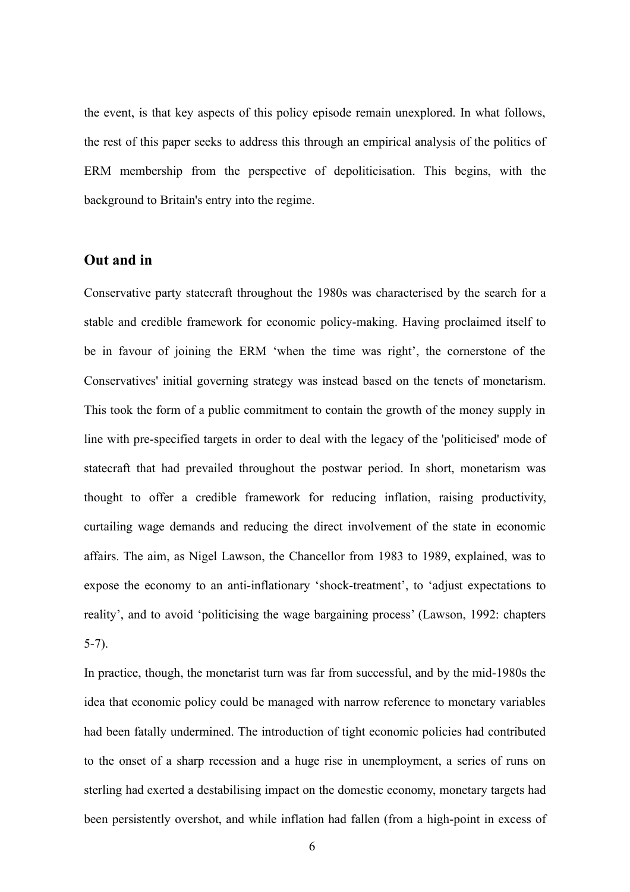the event, is that key aspects of this policy episode remain unexplored. In what follows, the rest of this paper seeks to address this through an empirical analysis of the politics of ERM membership from the perspective of depoliticisation. This begins, with the background to Britain's entry into the regime.

## Out and in

Conservative party statecraft throughout the 1980s was characterised by the search for a stable and credible framework for economic policy-making. Having proclaimed itself to be in favour of joining the ERM 'when the time was right', the cornerstone of the Conservatives' initial governing strategy was instead based on the tenets of monetarism. This took the form of a public commitment to contain the growth of the money supply in line with pre-specified targets in order to deal with the legacy of the 'politicised' mode of statecraft that had prevailed throughout the postwar period. In short, monetarism was thought to offer a credible framework for reducing inflation, raising productivity, curtailing wage demands and reducing the direct involvement of the state in economic affairs. The aim, as Nigel Lawson, the Chancellor from 1983 to 1989, explained, was to expose the economy to an anti-inflationary 'shock-treatment', to 'adjust expectations to reality', and to avoid 'politicising the wage bargaining process' (Lawson, 1992: chapters 5-7).

In practice, though, the monetarist turn was far from successful, and by the mid-1980s the idea that economic policy could be managed with narrow reference to monetary variables had been fatally undermined. The introduction of tight economic policies had contributed to the onset of a sharp recession and a huge rise in unemployment, a series of runs on sterling had exerted a destabilising impact on the domestic economy, monetary targets had been persistently overshot, and while inflation had fallen (from a high-point in excess of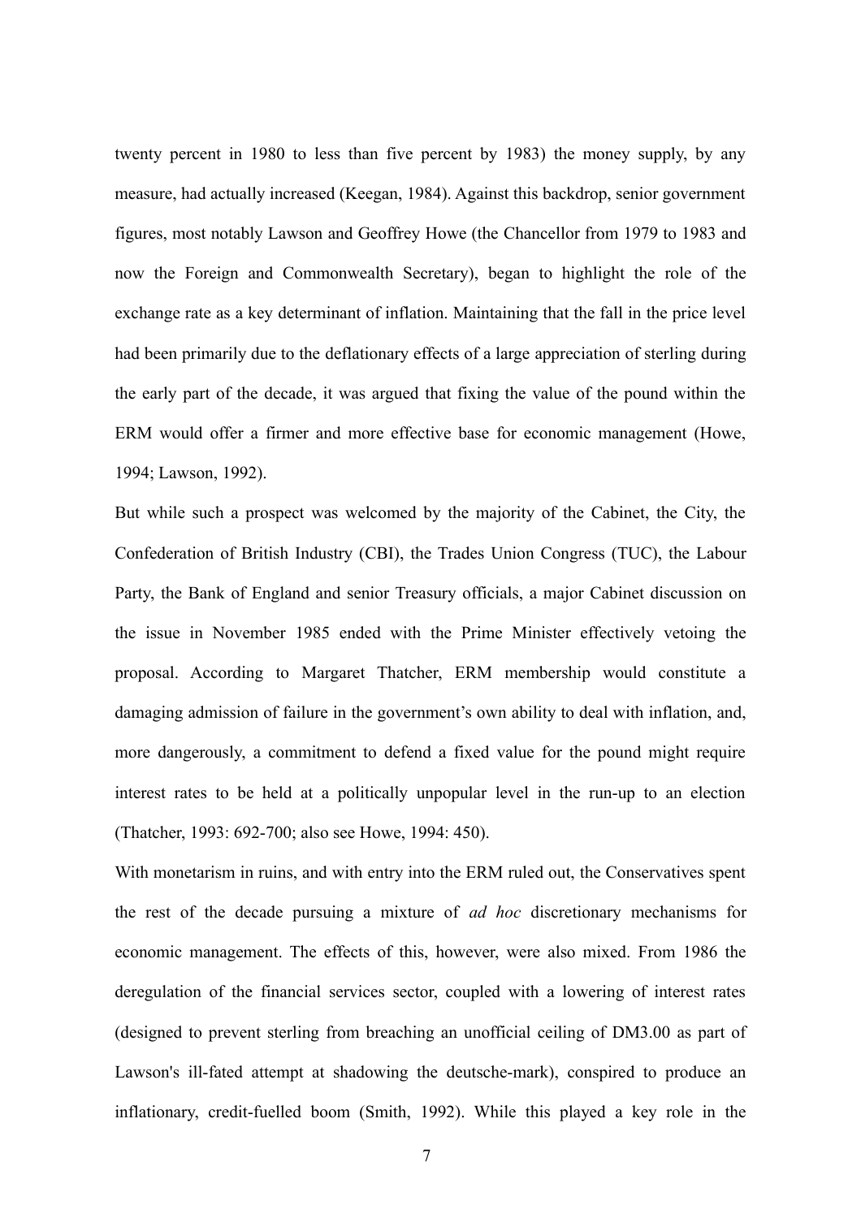twenty percent in 1980 to less than five percent by 1983) the money supply, by any measure, had actually increased (Keegan, 1984). Against this backdrop, senior government figures, most notably Lawson and Geoffrey Howe (the Chancellor from 1979 to 1983 and now the Foreign and Commonwealth Secretary), began to highlight the role of the exchange rate as a key determinant of inflation. Maintaining that the fall in the price level had been primarily due to the deflationary effects of a large appreciation of sterling during the early part of the decade, it was argued that fixing the value of the pound within the ERM would offer a firmer and more effective base for economic management (Howe, 1994; Lawson, 1992).

But while such a prospect was welcomed by the majority of the Cabinet, the City, the Confederation of British Industry (CBI), the Trades Union Congress (TUC), the Labour Party, the Bank of England and senior Treasury officials, a major Cabinet discussion on the issue in November 1985 ended with the Prime Minister effectively vetoing the proposal. According to Margaret Thatcher, ERM membership would constitute a damaging admission of failure in the government's own ability to deal with inflation, and, more dangerously, a commitment to defend a fixed value for the pound might require interest rates to be held at a politically unpopular level in the run-up to an election (Thatcher, 1993: 692-700; also see Howe, 1994: 450).

With monetarism in ruins, and with entry into the ERM ruled out, the Conservatives spent the rest of the decade pursuing a mixture of *ad hoc* discretionary mechanisms for economic management. The effects of this, however, were also mixed. From 1986 the deregulation of the financial services sector, coupled with a lowering of interest rates (designed to prevent sterling from breaching an unofficial ceiling of DM3.00 as part of Lawson's ill-fated attempt at shadowing the deutsche-mark), conspired to produce an inflationary, credit-fuelled boom (Smith, 1992). While this played a key role in the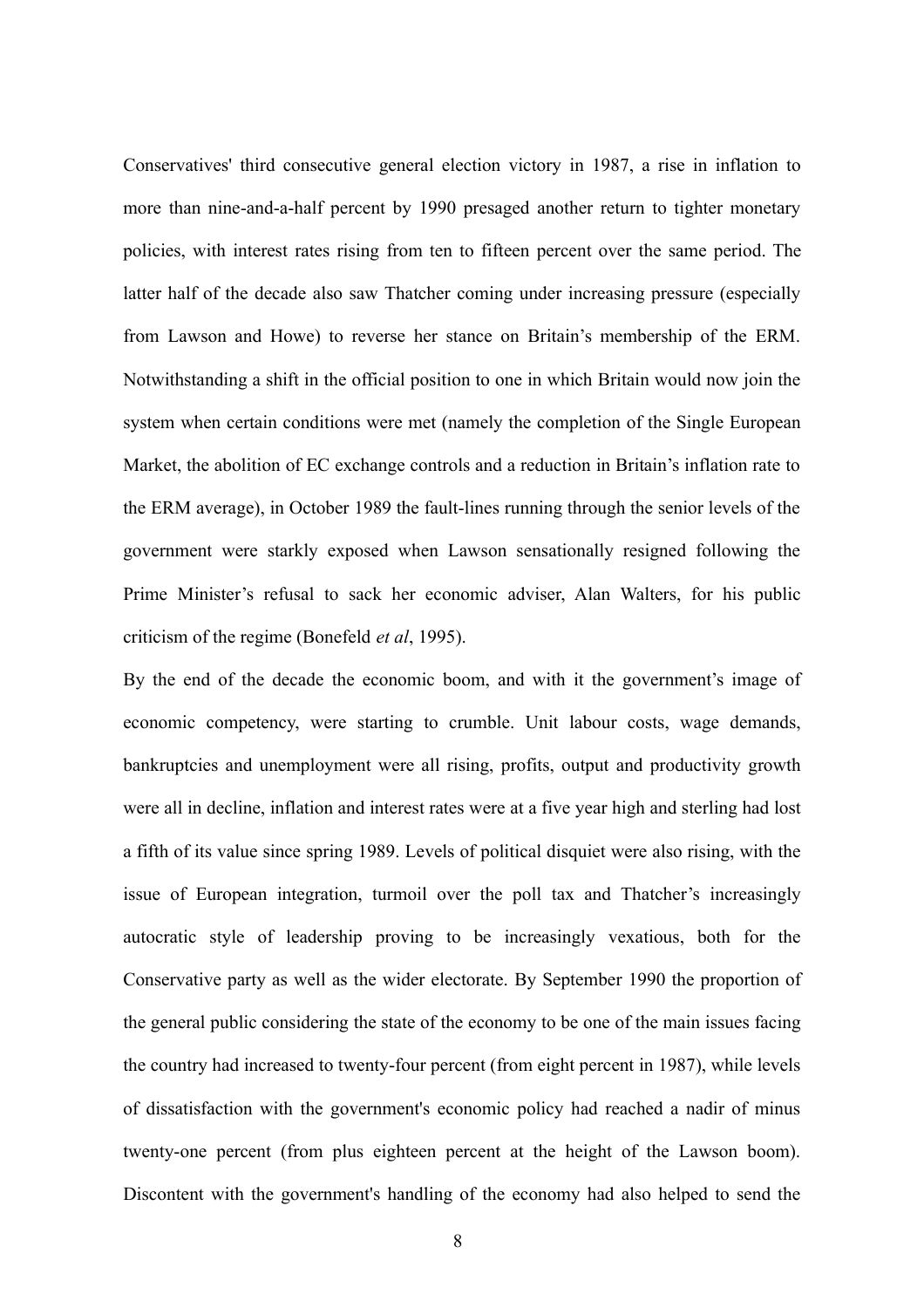Conservatives' third consecutive general election victory in 1987, a rise in inflation to more than nine-and-a-half percent by 1990 presaged another return to tighter monetary policies, with interest rates rising from ten to fifteen percent over the same period. The latter half of the decade also saw Thatcher coming under increasing pressure (especially from Lawson and Howe) to reverse her stance on Britain's membership of the ERM. Notwithstanding a shift in the official position to one in which Britain would now join the system when certain conditions were met (namely the completion of the Single European Market, the abolition of EC exchange controls and a reduction in Britain's inflation rate to the ERM average), in October 1989 the fault-lines running through the senior levels of the government were starkly exposed when Lawson sensationally resigned following the Prime Minister's refusal to sack her economic adviser, Alan Walters, for his public criticism of the regime (Bonefeld *et al*, 1995).

By the end of the decade the economic boom, and with it the government's image of economic competency, were starting to crumble. Unit labour costs, wage demands, bankruptcies and unemployment were all rising, profits, output and productivity growth were all in decline, inflation and interest rates were at a five year high and sterling had lost a fifth of its value since spring 1989. Levels of political disquiet were also rising, with the issue of European integration, turmoil over the poll tax and Thatcher's increasingly autocratic style of leadership proving to be increasingly vexatious, both for the Conservative party as well as the wider electorate. By September 1990 the proportion of the general public considering the state of the economy to be one of the main issues facing the country had increased to twenty-four percent (from eight percent in 1987), while levels of dissatisfaction with the government's economic policy had reached a nadir of minus twenty-one percent (from plus eighteen percent at the height of the Lawson boom). Discontent with the government's handling of the economy had also helped to send the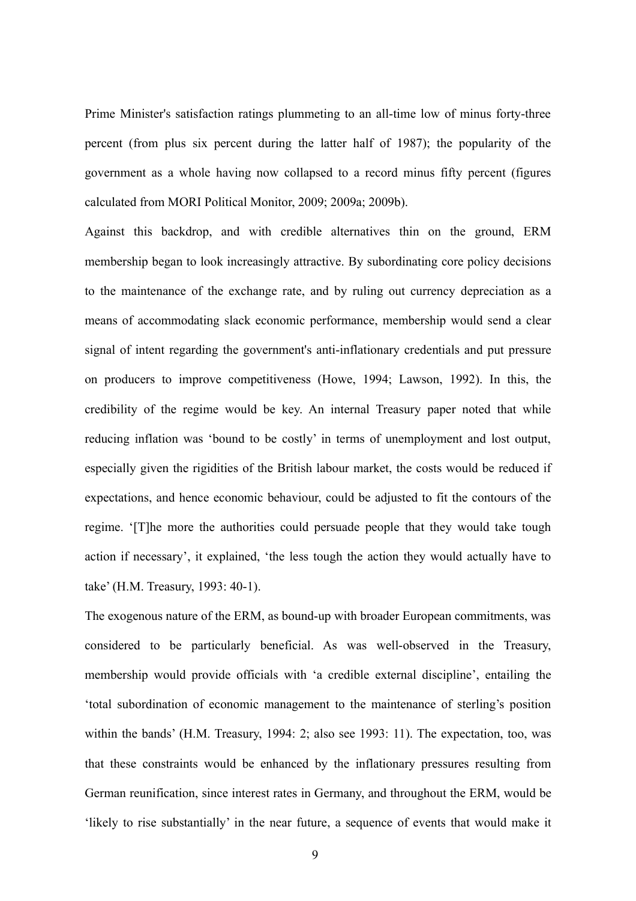Prime Minister's satisfaction ratings plummeting to an all-time low of minus forty-three percent (from plus six percent during the latter half of 1987); the popularity of the government as a whole having now collapsed to a record minus fifty percent (figures calculated from MORI Political Monitor, 2009; 2009a; 2009b).

Against this backdrop, and with credible alternatives thin on the ground, ERM membership began to look increasingly attractive. By subordinating core policy decisions to the maintenance of the exchange rate, and by ruling out currency depreciation as a means of accommodating slack economic performance, membership would send a clear signal of intent regarding the government's anti-inflationary credentials and put pressure on producers to improve competitiveness (Howe, 1994; Lawson, 1992). In this, the credibility of the regime would be key. An internal Treasury paper noted that while reducing inflation was 'bound to be costly' in terms of unemployment and lost output, especially given the rigidities of the British labour market, the costs would be reduced if expectations, and hence economic behaviour, could be adjusted to fit the contours of the regime. '[T]he more the authorities could persuade people that they would take tough action if necessary', it explained, 'the less tough the action they would actually have to take' (H.M. Treasury, 1993: 40-1).

The exogenous nature of the ERM, as bound-up with broader European commitments, was considered to be particularly beneficial. As was well-observed in the Treasury, membership would provide officials with 'a credible external discipline', entailing the 'total subordination of economic management to the maintenance of sterling's position within the bands' (H.M. Treasury, 1994: 2; also see 1993: 11). The expectation, too, was that these constraints would be enhanced by the inflationary pressures resulting from German reunification, since interest rates in Germany, and throughout the ERM, would be 'likely to rise substantially' in the near future, a sequence of events that would make it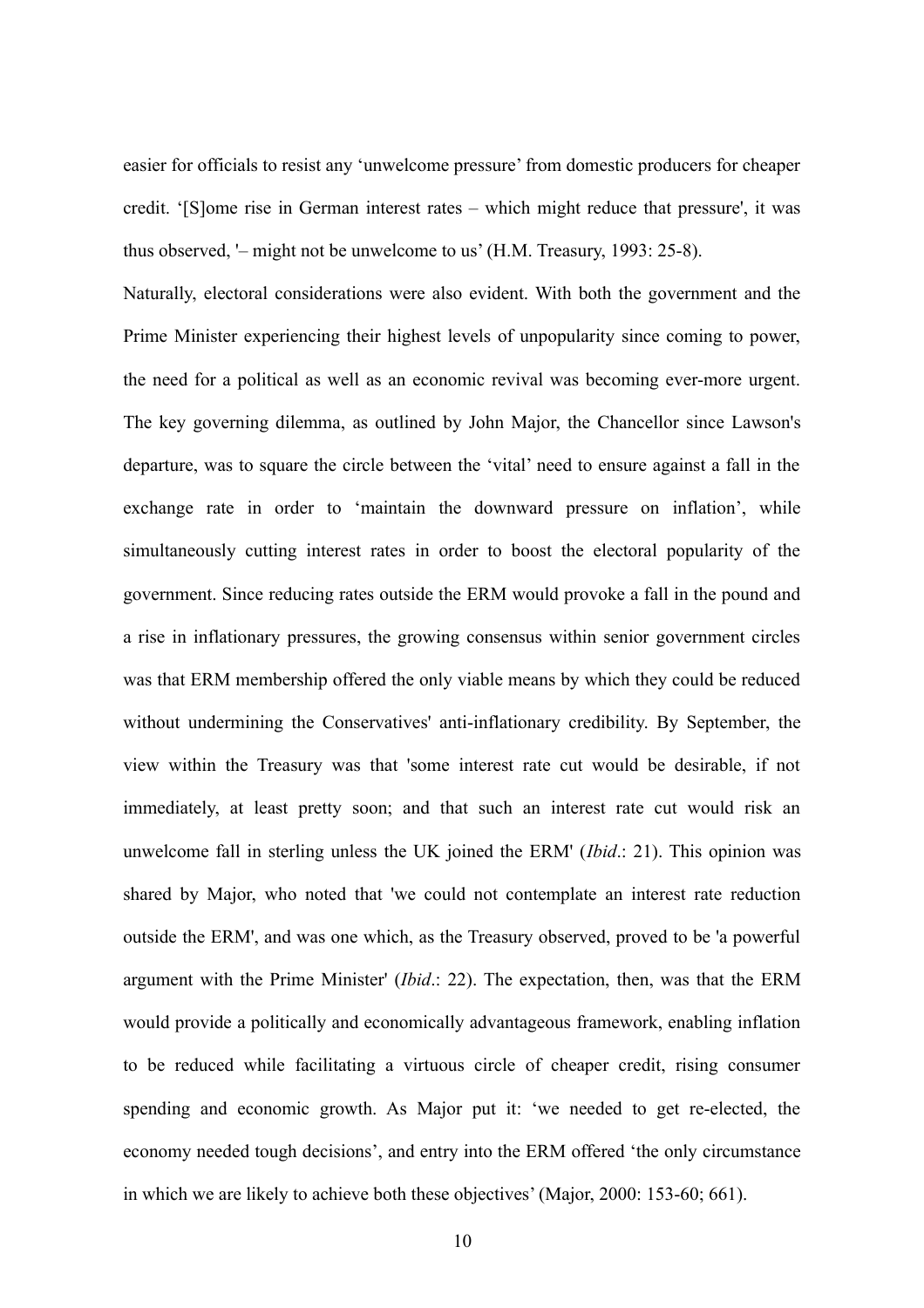easier for officials to resist any 'unwelcome pressure' from domestic producers for cheaper credit. '[S]ome rise in German interest rates – which might reduce that pressure', it was thus observed, '– might not be unwelcome to us' (H.M. Treasury, 1993: 25-8).

Naturally, electoral considerations were also evident. With both the government and the Prime Minister experiencing their highest levels of unpopularity since coming to power, the need for a political as well as an economic revival was becoming ever-more urgent. The key governing dilemma, as outlined by John Major, the Chancellor since Lawson's departure, was to square the circle between the 'vital' need to ensure against a fall in the exchange rate in order to 'maintain the downward pressure on inflation', while simultaneously cutting interest rates in order to boost the electoral popularity of the government. Since reducing rates outside the ERM would provoke a fall in the pound and a rise in inflationary pressures, the growing consensus within senior government circles was that ERM membership offered the only viable means by which they could be reduced without undermining the Conservatives' anti-inflationary credibility. By September, the view within the Treasury was that 'some interest rate cut would be desirable, if not immediately, at least pretty soon; and that such an interest rate cut would risk an unwelcome fall in sterling unless the UK joined the ERM' (*Ibid*.: 21). This opinion was shared by Major, who noted that 'we could not contemplate an interest rate reduction outside the ERM', and was one which, as the Treasury observed, proved to be 'a powerful argument with the Prime Minister' (*Ibid*.: 22). The expectation, then, was that the ERM would provide a politically and economically advantageous framework, enabling inflation to be reduced while facilitating a virtuous circle of cheaper credit, rising consumer spending and economic growth. As Major put it: 'we needed to get re-elected, the economy needed tough decisions', and entry into the ERM offered 'the only circumstance in which we are likely to achieve both these objectives' (Major, 2000: 153-60; 661).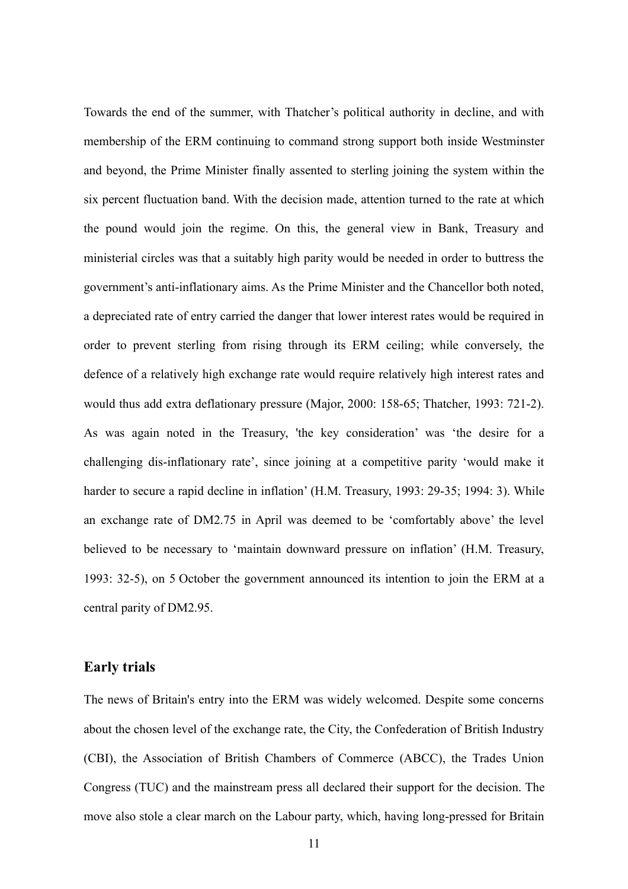Towards the end of the summer, with Thatcher's political authority in decline, and with membership of the ERM continuing to command strong support both inside Westminster and beyond, the Prime Minister finally assented to sterling joining the system within the six percent fluctuation band. With the decision made, attention turned to the rate at which the pound would join the regime. On this, the general view in Bank, Treasury and ministerial circles was that a suitably high parity would be needed in order to buttress the government's anti-inflationary aims. As the Prime Minister and the Chancellor both noted, a depreciated rate of entry carried the danger that lower interest rates would be required in order to prevent sterling from rising through its ERM ceiling; while conversely, the defence of a relatively high exchange rate would require relatively high interest rates and would thus add extra deflationary pressure (Major, 2000: 158-65; Thatcher, 1993: 721-2). As was again noted in the Treasury, 'the key consideration' was 'the desire for a challenging dis-inflationary rate', since joining at a competitive parity 'would make it harder to secure a rapid decline in inflation' (H.M. Treasury, 1993: 29-35; 1994: 3). While an exchange rate of DM2.75 in April was deemed to be 'comfortably above' the level believed to be necessary to 'maintain downward pressure on inflation' (H.M. Treasury, 1993: 32-5), on 5 October the government announced its intention to join the ERM at a central parity of DM2.95.

## Early trials

The news of Britain's entry into the ERM was widely welcomed. Despite some concerns about the chosen level of the exchange rate, the City, the Confederation of British Industry (CBI), the Association of British Chambers of Commerce (ABCC), the Trades Union Congress (TUC) and the mainstream press all declared their support for the decision. The move also stole a clear march on the Labour party, which, having long-pressed for Britain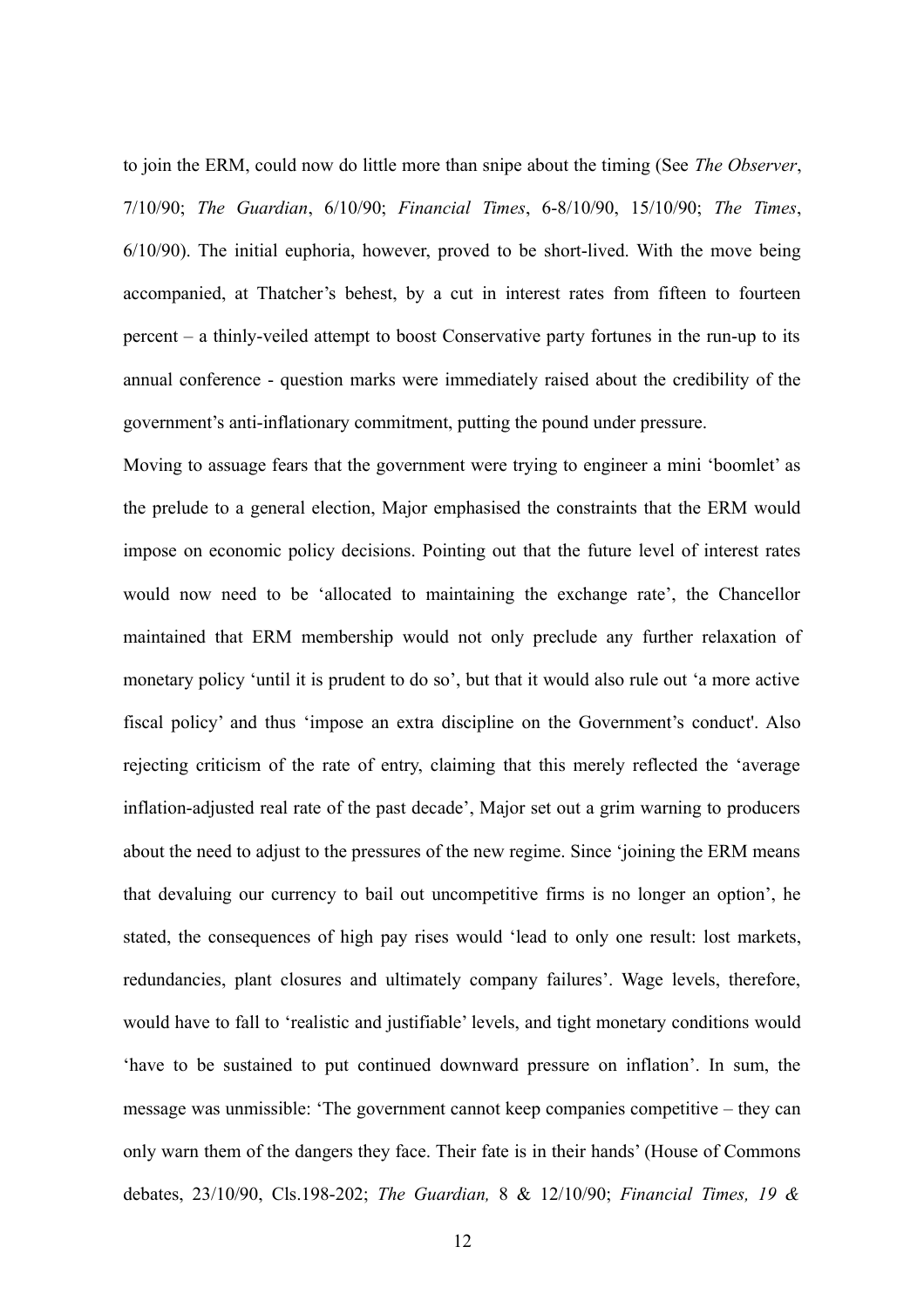to join the ERM, could now do little more than snipe about the timing (See *The Observer*, 7/10/90; *The Guardian*, 6/10/90; *Financial Times*, 6-8/10/90, 15/10/90; *The Times*, 6/10/90). The initial euphoria, however, proved to be short-lived. With the move being accompanied, at Thatcher's behest, by a cut in interest rates from fifteen to fourteen percent – a thinly-veiled attempt to boost Conservative party fortunes in the run-up to its annual conference - question marks were immediately raised about the credibility of the government's anti-inflationary commitment, putting the pound under pressure.

Moving to assuage fears that the government were trying to engineer a mini 'boomlet' as the prelude to a general election, Major emphasised the constraints that the ERM would impose on economic policy decisions. Pointing out that the future level of interest rates would now need to be 'allocated to maintaining the exchange rate', the Chancellor maintained that ERM membership would not only preclude any further relaxation of monetary policy 'until it is prudent to do so', but that it would also rule out 'a more active fiscal policy' and thus 'impose an extra discipline on the Government's conduct'. Also rejecting criticism of the rate of entry, claiming that this merely reflected the 'average inflation-adjusted real rate of the past decade', Major set out a grim warning to producers about the need to adjust to the pressures of the new regime. Since 'joining the ERM means that devaluing our currency to bail out uncompetitive firms is no longer an option', he stated, the consequences of high pay rises would 'lead to only one result: lost markets, redundancies, plant closures and ultimately company failures'. Wage levels, therefore, would have to fall to 'realistic and justifiable' levels, and tight monetary conditions would 'have to be sustained to put continued downward pressure on inflation'. In sum, the message was unmissible: 'The government cannot keep companies competitive – they can only warn them of the dangers they face. Their fate is in their hands' (House of Commons debates, 23/10/90, Cls.198-202; *The Guardian,* 8 & 12/10/90; *Financial Times, 19 &*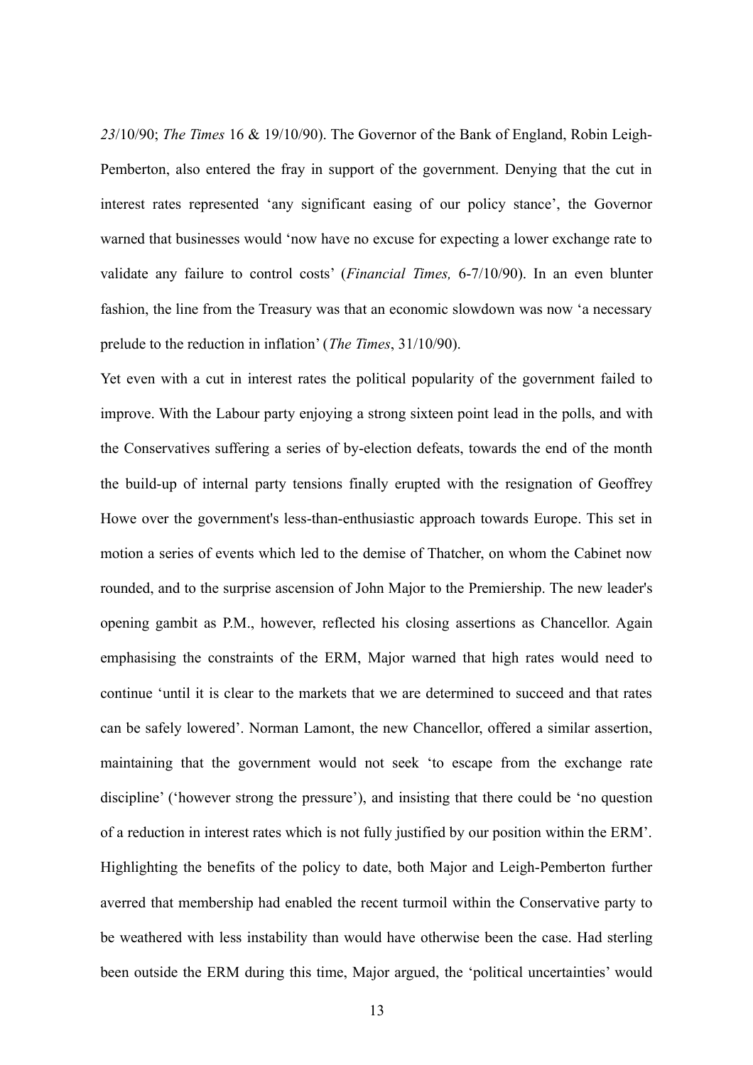*23*/10/90; *The Times* 16 & 19/10/90). The Governor of the Bank of England, Robin Leigh-Pemberton, also entered the fray in support of the government. Denying that the cut in interest rates represented 'any significant easing of our policy stance', the Governor warned that businesses would 'now have no excuse for expecting a lower exchange rate to validate any failure to control costs' (*Financial Times,* 6-7/10/90). In an even blunter fashion, the line from the Treasury was that an economic slowdown was now 'a necessary prelude to the reduction in inflation' (*The Times*, 31/10/90).

Yet even with a cut in interest rates the political popularity of the government failed to improve. With the Labour party enjoying a strong sixteen point lead in the polls, and with the Conservatives suffering a series of by-election defeats, towards the end of the month the build-up of internal party tensions finally erupted with the resignation of Geoffrey Howe over the government's less-than-enthusiastic approach towards Europe. This set in motion a series of events which led to the demise of Thatcher, on whom the Cabinet now rounded, and to the surprise ascension of John Major to the Premiership. The new leader's opening gambit as P.M., however, reflected his closing assertions as Chancellor. Again emphasising the constraints of the ERM, Major warned that high rates would need to continue 'until it is clear to the markets that we are determined to succeed and that rates can be safely lowered'. Norman Lamont, the new Chancellor, offered a similar assertion, maintaining that the government would not seek 'to escape from the exchange rate discipline' ('however strong the pressure'), and insisting that there could be 'no question of a reduction in interest rates which is not fully justified by our position within the ERM'. Highlighting the benefits of the policy to date, both Major and Leigh-Pemberton further averred that membership had enabled the recent turmoil within the Conservative party to be weathered with less instability than would have otherwise been the case. Had sterling been outside the ERM during this time, Major argued, the 'political uncertainties' would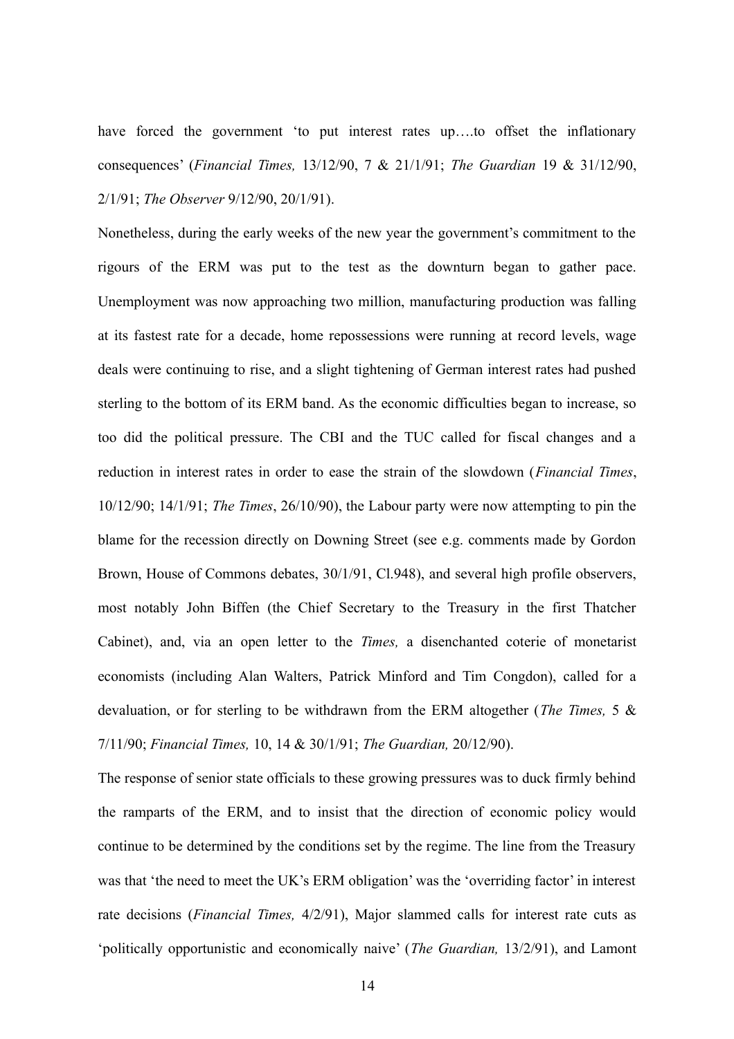have forced the government 'to put interest rates up….to offset the inflationary consequences' (*Financial Times,* 13/12/90, 7 & 21/1/91; *The Guardian* 19 & 31/12/90, 2/1/91; *The Observer* 9/12/90, 20/1/91).

Nonetheless, during the early weeks of the new year the government's commitment to the rigours of the ERM was put to the test as the downturn began to gather pace. Unemployment was now approaching two million, manufacturing production was falling at its fastest rate for a decade, home repossessions were running at record levels, wage deals were continuing to rise, and a slight tightening of German interest rates had pushed sterling to the bottom of its ERM band. As the economic difficulties began to increase, so too did the political pressure. The CBI and the TUC called for fiscal changes and a reduction in interest rates in order to ease the strain of the slowdown (*Financial Times*, 10/12/90; 14/1/91; *The Times*, 26/10/90), the Labour party were now attempting to pin the blame for the recession directly on Downing Street (see e.g. comments made by Gordon Brown, House of Commons debates, 30/1/91, Cl.948), and several high profile observers, most notably John Biffen (the Chief Secretary to the Treasury in the first Thatcher Cabinet), and, via an open letter to the *Times,* a disenchanted coterie of monetarist economists (including Alan Walters, Patrick Minford and Tim Congdon), called for a devaluation, or for sterling to be withdrawn from the ERM altogether (*The Times,* 5 & 7/11/90; *Financial Times,* 10, 14 & 30/1/91; *The Guardian,* 20/12/90).

The response of senior state officials to these growing pressures was to duck firmly behind the ramparts of the ERM, and to insist that the direction of economic policy would continue to be determined by the conditions set by the regime. The line from the Treasury was that 'the need to meet the UK's ERM obligation' was the 'overriding factor' in interest rate decisions (*Financial Times,* 4/2/91), Major slammed calls for interest rate cuts as 'politically opportunistic and economically naive' (*The Guardian,* 13/2/91), and Lamont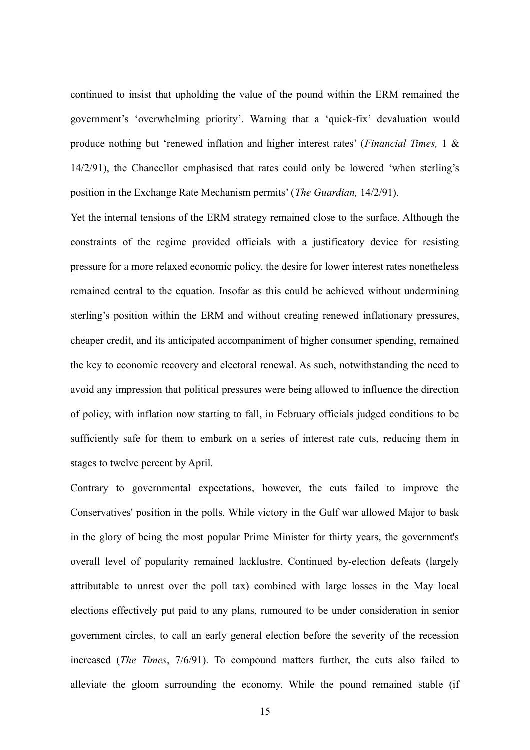continued to insist that upholding the value of the pound within the ERM remained the government's 'overwhelming priority'. Warning that a 'quick-fix' devaluation would produce nothing but 'renewed inflation and higher interest rates' (*Financial Times,* 1 & 14/2/91), the Chancellor emphasised that rates could only be lowered 'when sterling's position in the Exchange Rate Mechanism permits' (*The Guardian,* 14/2/91).

Yet the internal tensions of the ERM strategy remained close to the surface. Although the constraints of the regime provided officials with a justificatory device for resisting pressure for a more relaxed economic policy, the desire for lower interest rates nonetheless remained central to the equation. Insofar as this could be achieved without undermining sterling's position within the ERM and without creating renewed inflationary pressures, cheaper credit, and its anticipated accompaniment of higher consumer spending, remained the key to economic recovery and electoral renewal. As such, notwithstanding the need to avoid any impression that political pressures were being allowed to influence the direction of policy, with inflation now starting to fall, in February officials judged conditions to be sufficiently safe for them to embark on a series of interest rate cuts, reducing them in stages to twelve percent by April.

Contrary to governmental expectations, however, the cuts failed to improve the Conservatives' position in the polls. While victory in the Gulf war allowed Major to bask in the glory of being the most popular Prime Minister for thirty years, the government's overall level of popularity remained lacklustre. Continued by-election defeats (largely attributable to unrest over the poll tax) combined with large losses in the May local elections effectively put paid to any plans, rumoured to be under consideration in senior government circles, to call an early general election before the severity of the recession increased (*The Times*, 7/6/91). To compound matters further, the cuts also failed to alleviate the gloom surrounding the economy. While the pound remained stable (if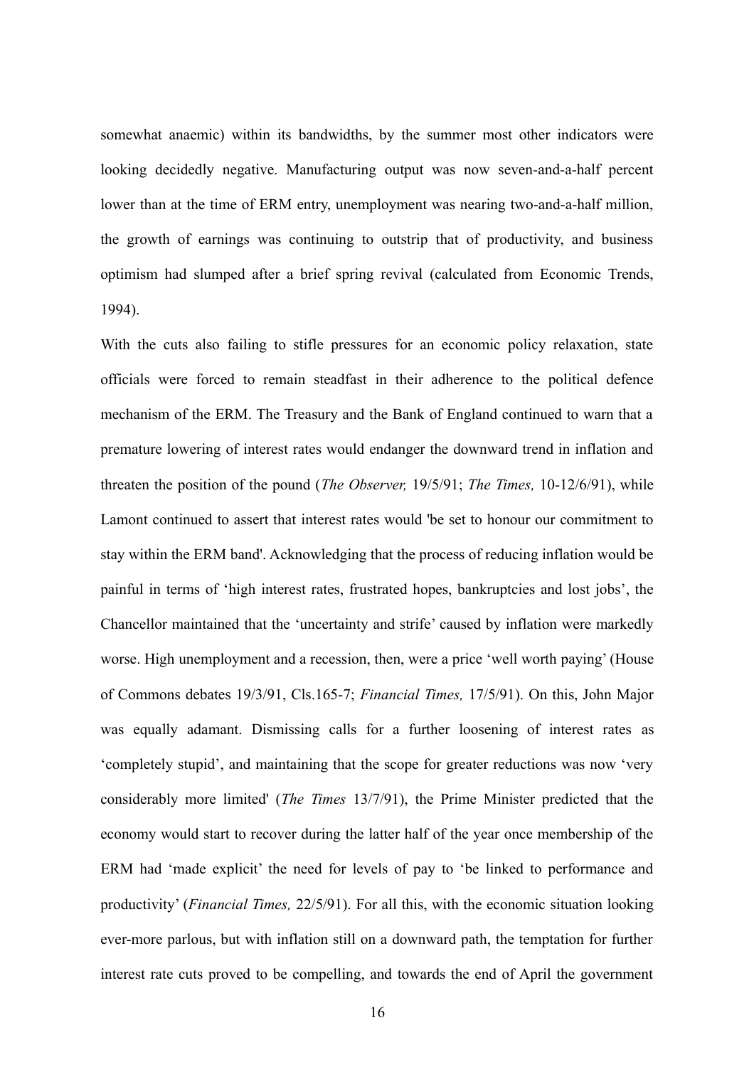somewhat anaemic) within its bandwidths, by the summer most other indicators were looking decidedly negative. Manufacturing output was now seven-and-a-half percent lower than at the time of ERM entry, unemployment was nearing two-and-a-half million, the growth of earnings was continuing to outstrip that of productivity, and business optimism had slumped after a brief spring revival (calculated from Economic Trends, 1994).

With the cuts also failing to stifle pressures for an economic policy relaxation, state officials were forced to remain steadfast in their adherence to the political defence mechanism of the ERM. The Treasury and the Bank of England continued to warn that a premature lowering of interest rates would endanger the downward trend in inflation and threaten the position of the pound (*The Observer,* 19/5/91; *The Times,* 10-12/6/91), while Lamont continued to assert that interest rates would 'be set to honour our commitment to stay within the ERM band'. Acknowledging that the process of reducing inflation would be painful in terms of 'high interest rates, frustrated hopes, bankruptcies and lost jobs', the Chancellor maintained that the 'uncertainty and strife' caused by inflation were markedly worse. High unemployment and a recession, then, were a price 'well worth paying' (House of Commons debates 19/3/91, Cls.165-7; *Financial Times,* 17/5/91). On this, John Major was equally adamant. Dismissing calls for a further loosening of interest rates as 'completely stupid', and maintaining that the scope for greater reductions was now 'very considerably more limited' (*The Times* 13/7/91), the Prime Minister predicted that the economy would start to recover during the latter half of the year once membership of the ERM had 'made explicit' the need for levels of pay to 'be linked to performance and productivity' (*Financial Times,* 22/5/91). For all this, with the economic situation looking ever-more parlous, but with inflation still on a downward path, the temptation for further interest rate cuts proved to be compelling, and towards the end of April the government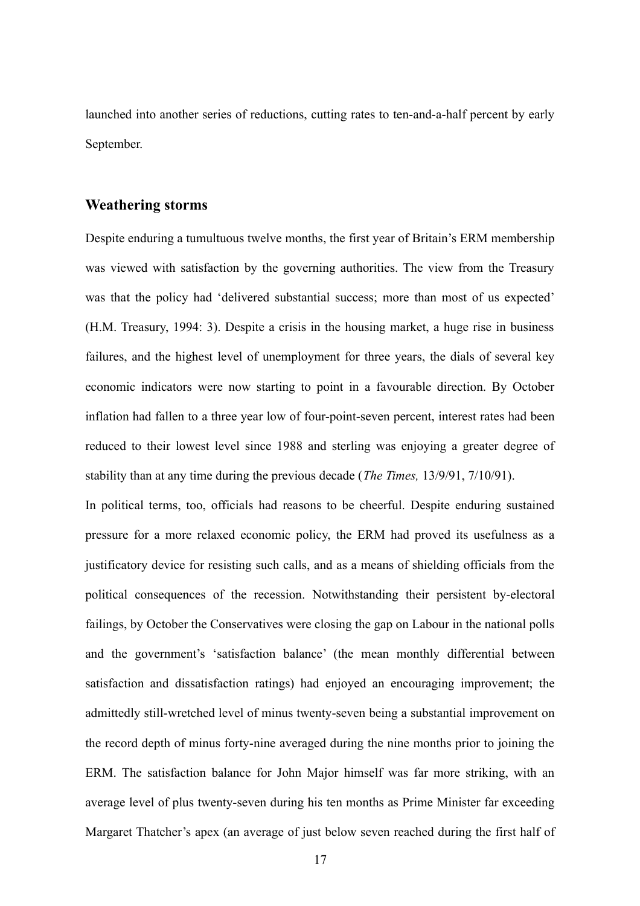launched into another series of reductions, cutting rates to ten-and-a-half percent by early September.

## Weathering storms

Despite enduring a tumultuous twelve months, the first year of Britain's ERM membership was viewed with satisfaction by the governing authorities. The view from the Treasury was that the policy had 'delivered substantial success; more than most of us expected' (H.M. Treasury, 1994: 3). Despite a crisis in the housing market, a huge rise in business failures, and the highest level of unemployment for three years, the dials of several key economic indicators were now starting to point in a favourable direction. By October inflation had fallen to a three year low of four-point-seven percent, interest rates had been reduced to their lowest level since 1988 and sterling was enjoying a greater degree of stability than at any time during the previous decade (*The Times,* 13/9/91, 7/10/91).

In political terms, too, officials had reasons to be cheerful. Despite enduring sustained pressure for a more relaxed economic policy, the ERM had proved its usefulness as a justificatory device for resisting such calls, and as a means of shielding officials from the political consequences of the recession. Notwithstanding their persistent by-electoral failings, by October the Conservatives were closing the gap on Labour in the national polls and the government's 'satisfaction balance' (the mean monthly differential between satisfaction and dissatisfaction ratings) had enjoyed an encouraging improvement; the admittedly still-wretched level of minus twenty-seven being a substantial improvement on the record depth of minus forty-nine averaged during the nine months prior to joining the ERM. The satisfaction balance for John Major himself was far more striking, with an average level of plus twenty-seven during his ten months as Prime Minister far exceeding Margaret Thatcher's apex (an average of just below seven reached during the first half of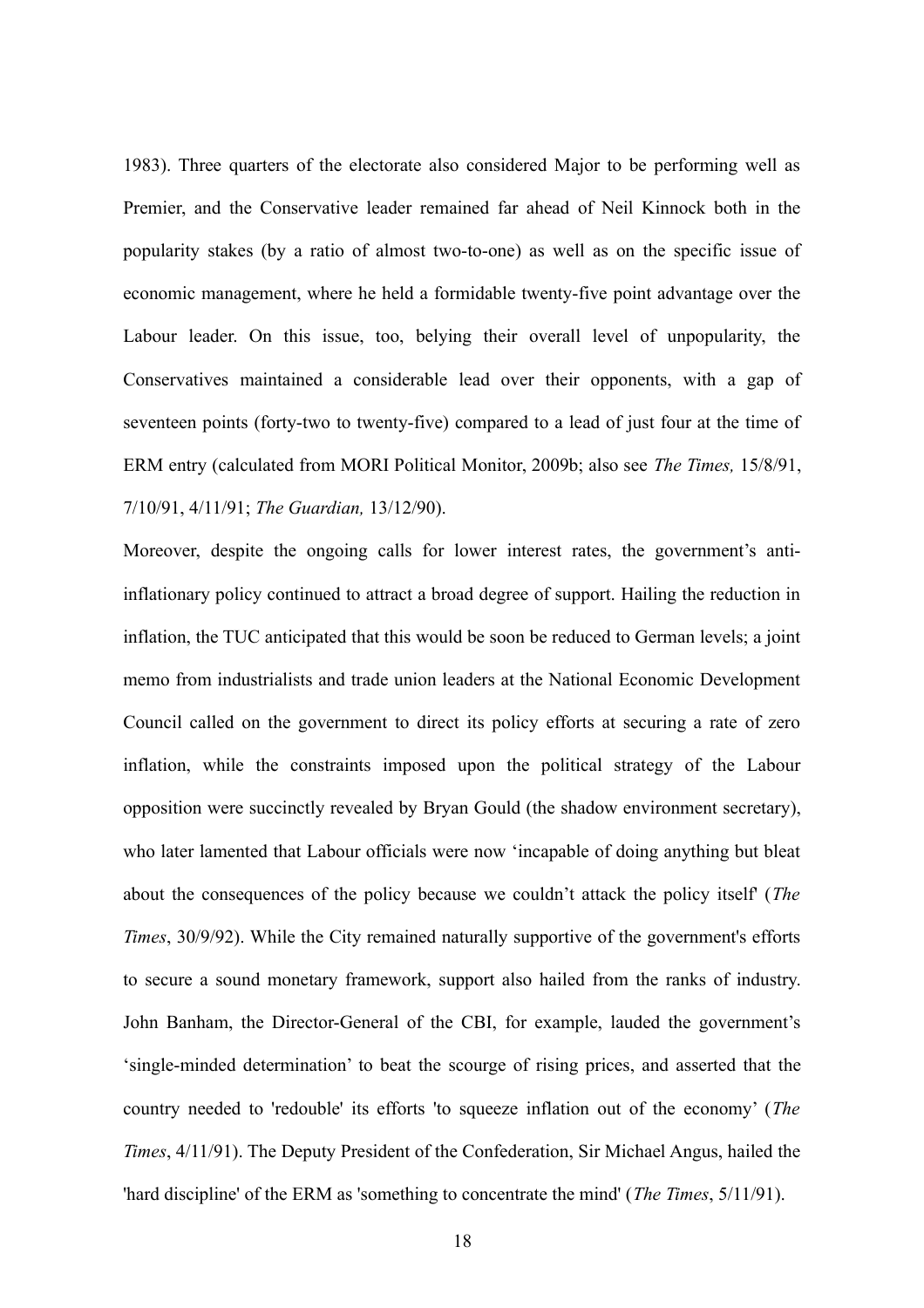1983). Three quarters of the electorate also considered Major to be performing well as Premier, and the Conservative leader remained far ahead of Neil Kinnock both in the popularity stakes (by a ratio of almost two-to-one) as well as on the specific issue of economic management, where he held a formidable twenty-five point advantage over the Labour leader. On this issue, too, belying their overall level of unpopularity, the Conservatives maintained a considerable lead over their opponents, with a gap of seventeen points (forty-two to twenty-five) compared to a lead of just four at the time of ERM entry (calculated from MORI Political Monitor, 2009b; also see *The Times,* 15/8/91, 7/10/91, 4/11/91; *The Guardian,* 13/12/90).

Moreover, despite the ongoing calls for lower interest rates, the government's anti-inflationary policy continued to attract a broad degree of support. Hailing the reduction in inflation, the TUC anticipated that this would be soon be reduced to German levels; a joint memo from industrialists and trade union leaders at the National Economic Development Council called on the government to direct its policy efforts at securing a rate of zero inflation, while the constraints imposed upon the political strategy of the Labour opposition were succinctly revealed by Bryan Gould (the shadow environment secretary), who later lamented that Labour officials were now 'incapable of doing anything but bleat about the consequences of the policy because we couldn't attack the policy itself' (*The Times*, 30/9/92). While the City remained naturally supportive of the government's efforts to secure a sound monetary framework, support also hailed from the ranks of industry. John Banham, the Director-General of the CBI, for example, lauded the government's 'single-minded determination' to beat the scourge of rising prices, and asserted that the country needed to 'redouble' its efforts 'to squeeze inflation out of the economy' (*The Times*, 4/11/91). The Deputy President of the Confederation, Sir Michael Angus, hailed the 'hard discipline' of the ERM as 'something to concentrate the mind' (*The Times*, 5/11/91).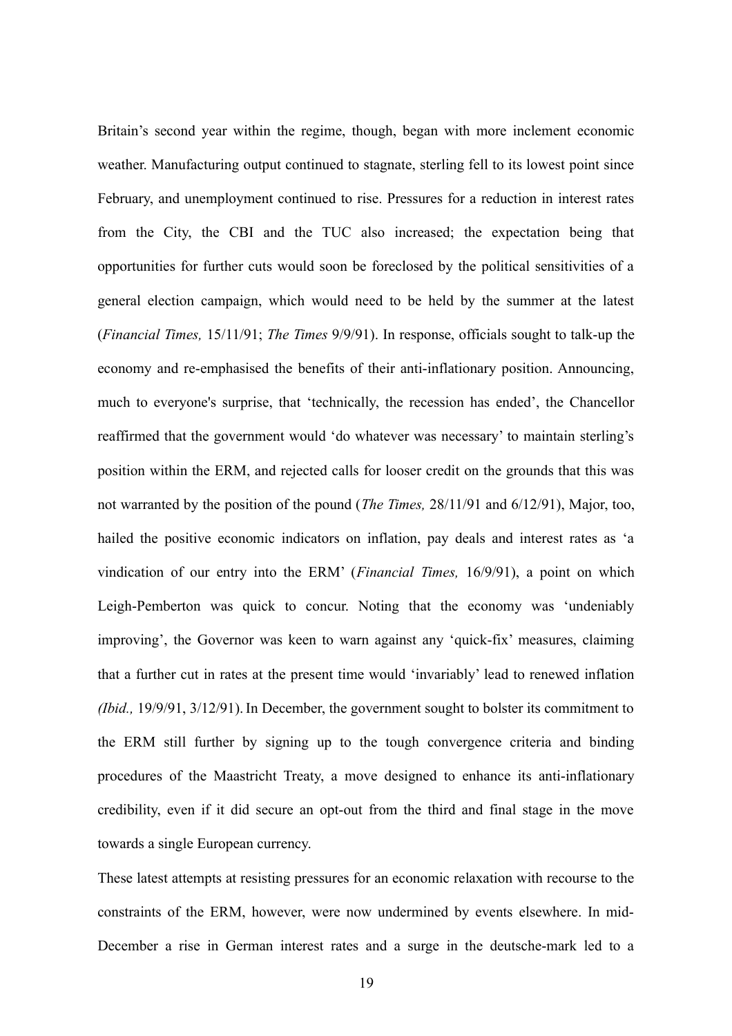Britain's second year within the regime, though, began with more inclement economic weather. Manufacturing output continued to stagnate, sterling fell to its lowest point since February, and unemployment continued to rise. Pressures for a reduction in interest rates from the City, the CBI and the TUC also increased; the expectation being that opportunities for further cuts would soon be foreclosed by the political sensitivities of a general election campaign, which would need to be held by the summer at the latest (*Financial Times,* 15/11/91; *The Times* 9/9/91). In response, officials sought to talk-up the economy and re-emphasised the benefits of their anti-inflationary position. Announcing, much to everyone's surprise, that 'technically, the recession has ended', the Chancellor reaffirmed that the government would 'do whatever was necessary' to maintain sterling's position within the ERM, and rejected calls for looser credit on the grounds that this was not warranted by the position of the pound (*The Times,* 28/11/91 and 6/12/91), Major, too, hailed the positive economic indicators on inflation, pay deals and interest rates as 'a vindication of our entry into the ERM' (*Financial Times,* 16/9/91), a point on which Leigh-Pemberton was quick to concur. Noting that the economy was 'undeniably improving', the Governor was keen to warn against any 'quick-fix' measures, claiming that a further cut in rates at the present time would 'invariably' lead to renewed inflation *(Ibid.,* 19/9/91, 3/12/91). In December, the government sought to bolster its commitment to the ERM still further by signing up to the tough convergence criteria and binding procedures of the Maastricht Treaty, a move designed to enhance its anti-inflationary credibility, even if it did secure an opt-out from the third and final stage in the move towards a single European currency.

These latest attempts at resisting pressures for an economic relaxation with recourse to the constraints of the ERM, however, were now undermined by events elsewhere. In mid-December a rise in German interest rates and a surge in the deutsche-mark led to a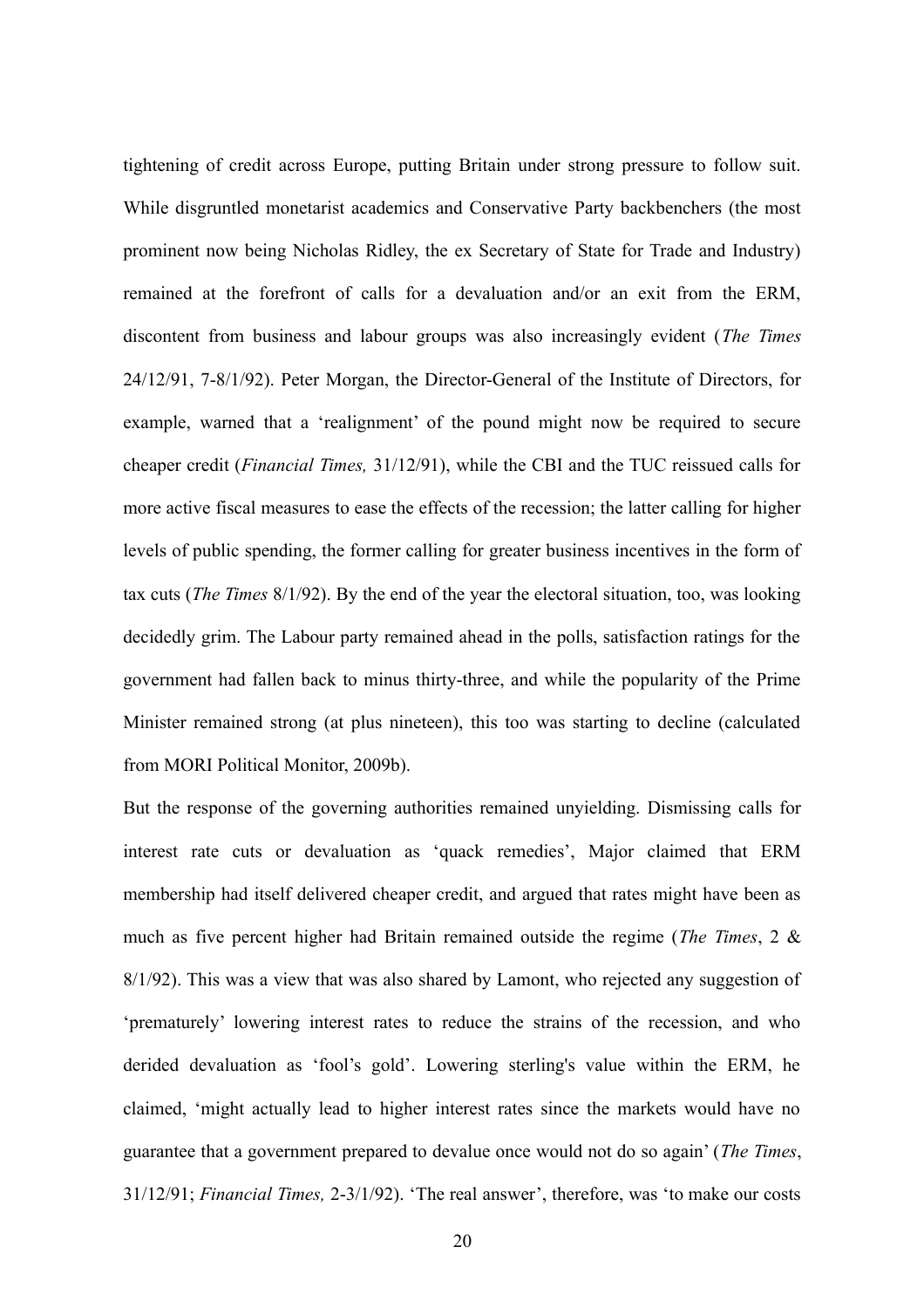tightening of credit across Europe, putting Britain under strong pressure to follow suit. While disgruntled monetarist academics and Conservative Party backbenchers (the most prominent now being Nicholas Ridley, the ex Secretary of State for Trade and Industry) remained at the forefront of calls for a devaluation and/or an exit from the ERM, discontent from business and labour groups was also increasingly evident (*The Times* 24/12/91, 7-8/1/92). Peter Morgan, the Director-General of the Institute of Directors, for example, warned that a 'realignment' of the pound might now be required to secure cheaper credit (*Financial Times,* 31/12/91), while the CBI and the TUC reissued calls for more active fiscal measures to ease the effects of the recession; the latter calling for higher levels of public spending, the former calling for greater business incentives in the form of tax cuts (*The Times* 8/1/92). By the end of the year the electoral situation, too, was looking decidedly grim. The Labour party remained ahead in the polls, satisfaction ratings for the government had fallen back to minus thirty-three, and while the popularity of the Prime Minister remained strong (at plus nineteen), this too was starting to decline (calculated from MORI Political Monitor, 2009b).

But the response of the governing authorities remained unyielding. Dismissing calls for interest rate cuts or devaluation as 'quack remedies', Major claimed that ERM membership had itself delivered cheaper credit, and argued that rates might have been as much as five percent higher had Britain remained outside the regime (*The Times*, 2 & 8/1/92). This was a view that was also shared by Lamont, who rejected any suggestion of 'prematurely' lowering interest rates to reduce the strains of the recession, and who derided devaluation as 'fool's gold'. Lowering sterling's value within the ERM, he claimed, 'might actually lead to higher interest rates since the markets would have no guarantee that a government prepared to devalue once would not do so again' (*The Times*, 31/12/91; *Financial Times,* 2-3/1/92). 'The real answer', therefore, was 'to make our costs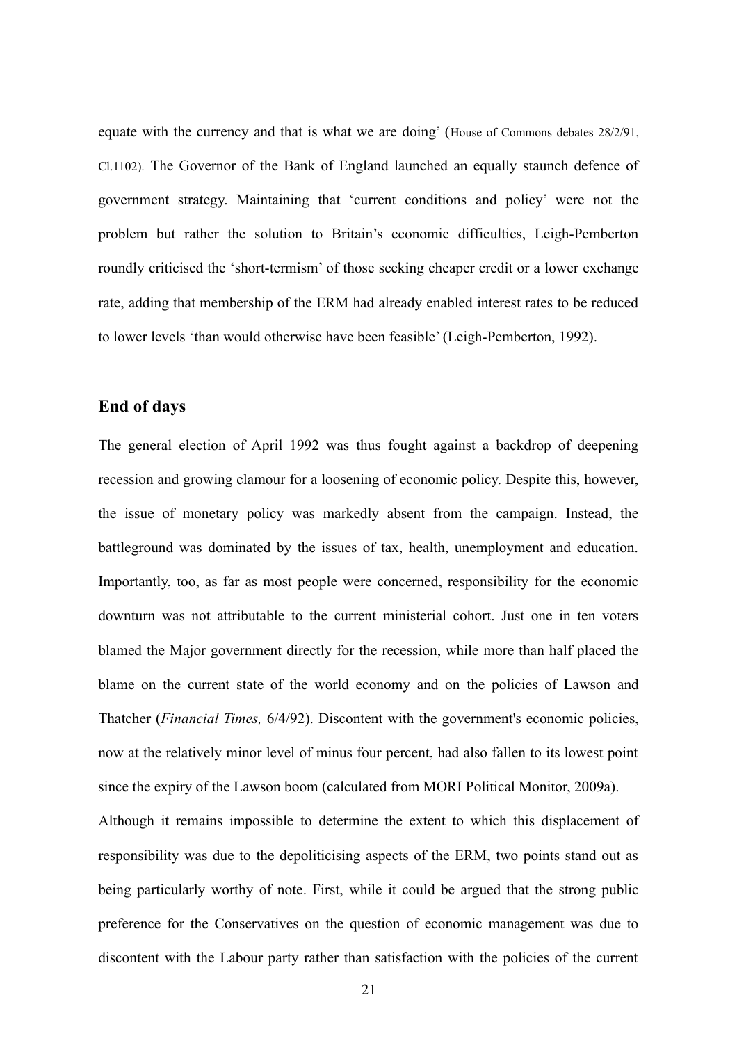equate with the currency and that is what we are doing' (House of Commons debates 28/2/91, Cl.1102). The Governor of the Bank of England launched an equally staunch defence of government strategy. Maintaining that 'current conditions and policy' were not the problem but rather the solution to Britain's economic difficulties, Leigh-Pemberton roundly criticised the 'short-termism' of those seeking cheaper credit or a lower exchange rate, adding that membership of the ERM had already enabled interest rates to be reduced to lower levels 'than would otherwise have been feasible' (Leigh-Pemberton, 1992).

## End of days

The general election of April 1992 was thus fought against a backdrop of deepening recession and growing clamour for a loosening of economic policy. Despite this, however, the issue of monetary policy was markedly absent from the campaign. Instead, the battleground was dominated by the issues of tax, health, unemployment and education. Importantly, too, as far as most people were concerned, responsibility for the economic downturn was not attributable to the current ministerial cohort. Just one in ten voters blamed the Major government directly for the recession, while more than half placed the blame on the current state of the world economy and on the policies of Lawson and Thatcher (*Financial Times,* 6/4/92). Discontent with the government's economic policies, now at the relatively minor level of minus four percent, had also fallen to its lowest point since the expiry of the Lawson boom (calculated from MORI Political Monitor, 2009a).

Although it remains impossible to determine the extent to which this displacement of responsibility was due to the depoliticising aspects of the ERM, two points stand out as being particularly worthy of note. First, while it could be argued that the strong public preference for the Conservatives on the question of economic management was due to discontent with the Labour party rather than satisfaction with the policies of the current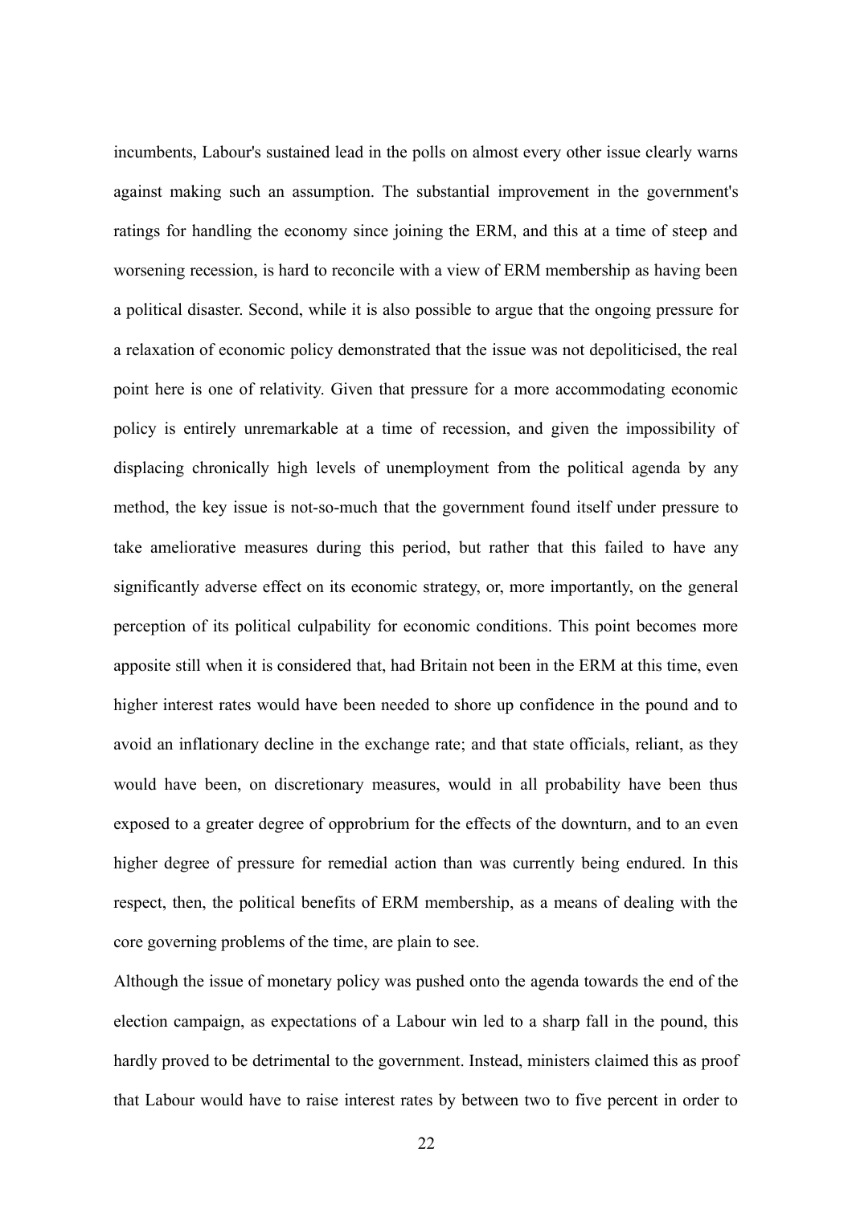incumbents, Labour's sustained lead in the polls on almost every other issue clearly warns against making such an assumption. The substantial improvement in the government's ratings for handling the economy since joining the ERM, and this at a time of steep and worsening recession, is hard to reconcile with a view of ERM membership as having been a political disaster. Second, while it is also possible to argue that the ongoing pressure for a relaxation of economic policy demonstrated that the issue was not depoliticised, the real point here is one of relativity. Given that pressure for a more accommodating economic policy is entirely unremarkable at a time of recession, and given the impossibility of displacing chronically high levels of unemployment from the political agenda by any method, the key issue is not-so-much that the government found itself under pressure to take ameliorative measures during this period, but rather that this failed to have any significantly adverse effect on its economic strategy, or, more importantly, on the general perception of its political culpability for economic conditions. This point becomes more apposite still when it is considered that, had Britain not been in the ERM at this time, even higher interest rates would have been needed to shore up confidence in the pound and to avoid an inflationary decline in the exchange rate; and that state officials, reliant, as they would have been, on discretionary measures, would in all probability have been thus exposed to a greater degree of opprobrium for the effects of the downturn, and to an even higher degree of pressure for remedial action than was currently being endured. In this respect, then, the political benefits of ERM membership, as a means of dealing with the core governing problems of the time, are plain to see.

Although the issue of monetary policy was pushed onto the agenda towards the end of the election campaign, as expectations of a Labour win led to a sharp fall in the pound, this hardly proved to be detrimental to the government. Instead, ministers claimed this as proof that Labour would have to raise interest rates by between two to five percent in order to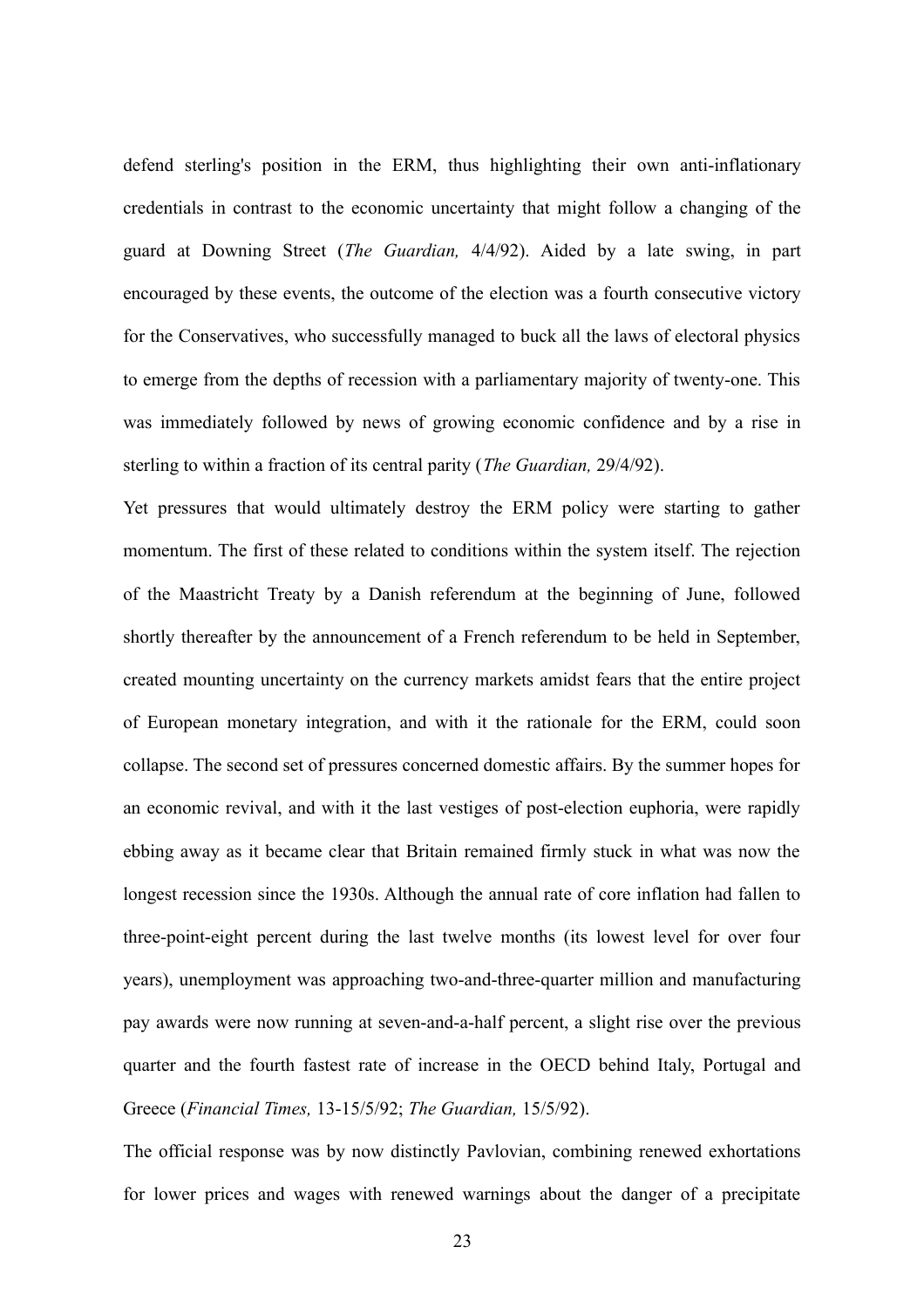defend sterling's position in the ERM, thus highlighting their own anti-inflationary credentials in contrast to the economic uncertainty that might follow a changing of the guard at Downing Street (*The Guardian,* 4/4/92). Aided by a late swing, in part encouraged by these events, the outcome of the election was a fourth consecutive victory for the Conservatives, who successfully managed to buck all the laws of electoral physics to emerge from the depths of recession with a parliamentary majority of twenty-one. This was immediately followed by news of growing economic confidence and by a rise in sterling to within a fraction of its central parity (*The Guardian,* 29/4/92).

Yet pressures that would ultimately destroy the ERM policy were starting to gather momentum. The first of these related to conditions within the system itself. The rejection of the Maastricht Treaty by a Danish referendum at the beginning of June, followed shortly thereafter by the announcement of a French referendum to be held in September, created mounting uncertainty on the currency markets amidst fears that the entire project of European monetary integration, and with it the rationale for the ERM, could soon collapse. The second set of pressures concerned domestic affairs. By the summer hopes for an economic revival, and with it the last vestiges of post-election euphoria, were rapidly ebbing away as it became clear that Britain remained firmly stuck in what was now the longest recession since the 1930s. Although the annual rate of core inflation had fallen to three-point-eight percent during the last twelve months (its lowest level for over four years), unemployment was approaching two-and-three-quarter million and manufacturing pay awards were now running at seven-and-a-half percent, a slight rise over the previous quarter and the fourth fastest rate of increase in the OECD behind Italy, Portugal and Greece (*Financial Times,* 13-15/5/92; *The Guardian,* 15/5/92).

The official response was by now distinctly Pavlovian, combining renewed exhortations for lower prices and wages with renewed warnings about the danger of a precipitate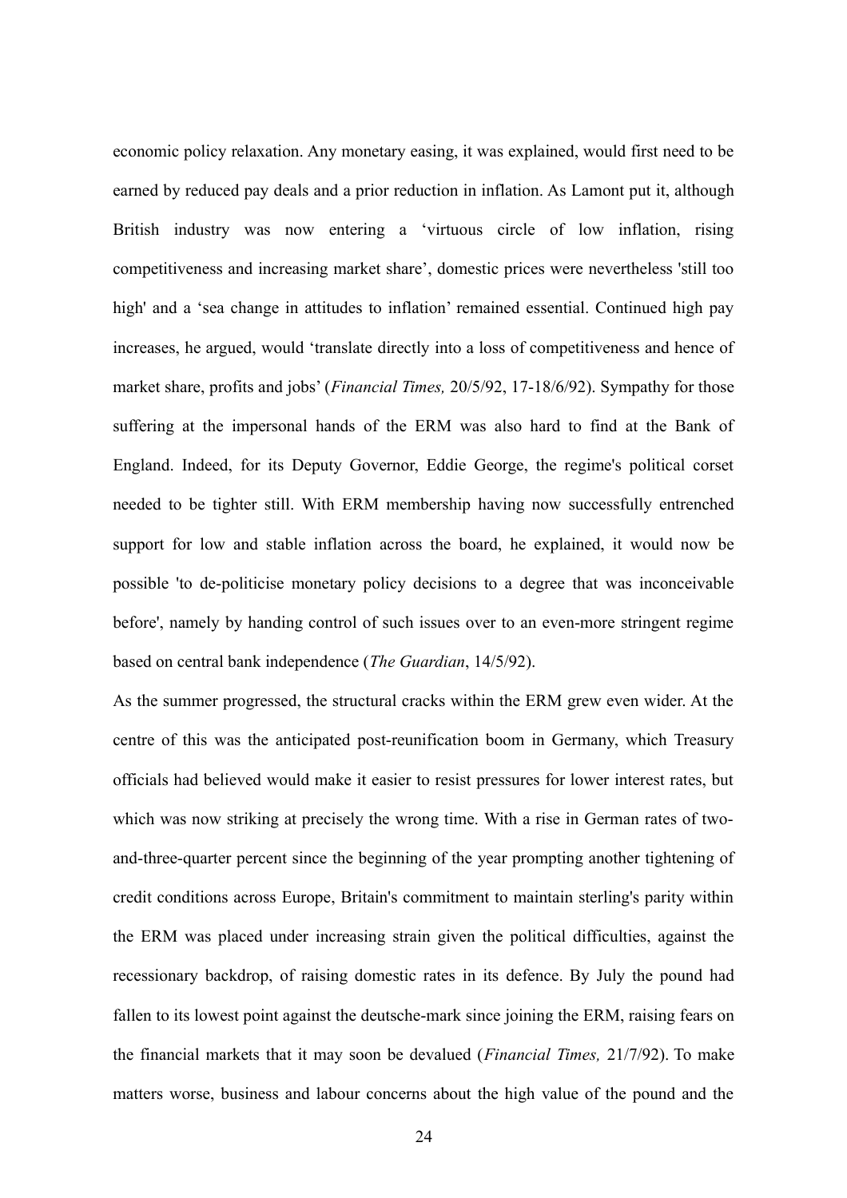economic policy relaxation. Any monetary easing, it was explained, would first need to be earned by reduced pay deals and a prior reduction in inflation. As Lamont put it, although British industry was now entering a 'virtuous circle of low inflation, rising competitiveness and increasing market share', domestic prices were nevertheless 'still too high' and a 'sea change in attitudes to inflation' remained essential. Continued high pay increases, he argued, would 'translate directly into a loss of competitiveness and hence of market share, profits and jobs' (*Financial Times,* 20/5/92, 17-18/6/92). Sympathy for those suffering at the impersonal hands of the ERM was also hard to find at the Bank of England. Indeed, for its Deputy Governor, Eddie George, the regime's political corset needed to be tighter still. With ERM membership having now successfully entrenched support for low and stable inflation across the board, he explained, it would now be possible 'to de-politicise monetary policy decisions to a degree that was inconceivable before', namely by handing control of such issues over to an even-more stringent regime based on central bank independence (*The Guardian*, 14/5/92).

As the summer progressed, the structural cracks within the ERM grew even wider. At the centre of this was the anticipated post-reunification boom in Germany, which Treasury officials had believed would make it easier to resist pressures for lower interest rates, but which was now striking at precisely the wrong time. With a rise in German rates of two-and-three-quarter percent since the beginning of the year prompting another tightening of credit conditions across Europe, Britain's commitment to maintain sterling's parity within the ERM was placed under increasing strain given the political difficulties, against the recessionary backdrop, of raising domestic rates in its defence. By July the pound had fallen to its lowest point against the deutsche-mark since joining the ERM, raising fears on the financial markets that it may soon be devalued (*Financial Times,* 21/7/92). To make matters worse, business and labour concerns about the high value of the pound and the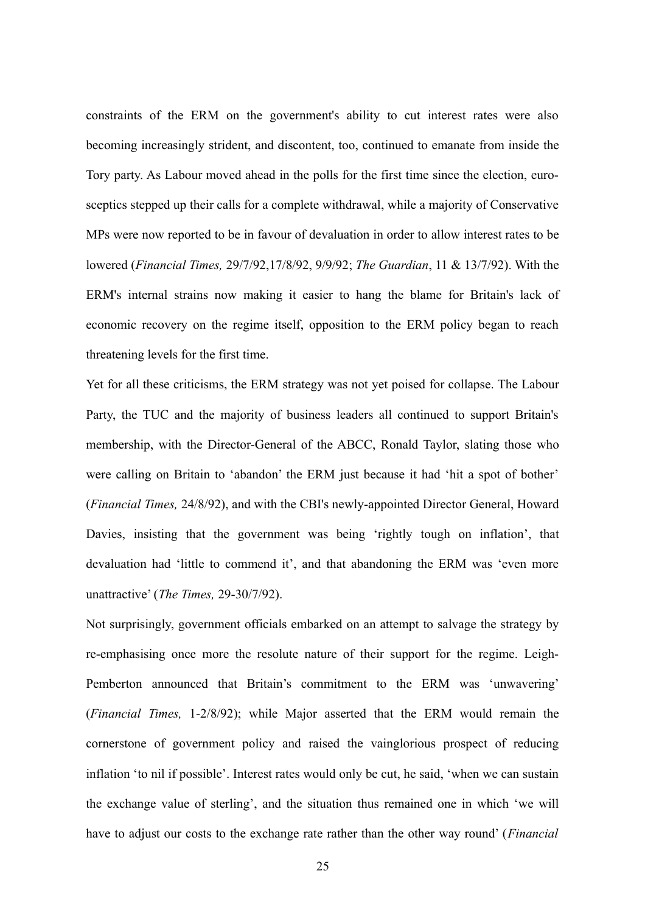constraints of the ERM on the government's ability to cut interest rates were also becoming increasingly strident, and discontent, too, continued to emanate from inside the Tory party. As Labour moved ahead in the polls for the first time since the election, euro-sceptics stepped up their calls for a complete withdrawal, while a majority of Conservative MPs were now reported to be in favour of devaluation in order to allow interest rates to be lowered (*Financial Times,* 29/7/92,17/8/92, 9/9/92; *The Guardian*, 11 & 13/7/92). With the ERM's internal strains now making it easier to hang the blame for Britain's lack of economic recovery on the regime itself, opposition to the ERM policy began to reach threatening levels for the first time.

Yet for all these criticisms, the ERM strategy was not yet poised for collapse. The Labour Party, the TUC and the majority of business leaders all continued to support Britain's membership, with the Director-General of the ABCC, Ronald Taylor, slating those who were calling on Britain to 'abandon' the ERM just because it had 'hit a spot of bother' (*Financial Times,* 24/8/92), and with the CBI's newly-appointed Director General, Howard Davies, insisting that the government was being 'rightly tough on inflation', that devaluation had 'little to commend it', and that abandoning the ERM was 'even more unattractive' (*The Times,* 29-30/7/92).

Not surprisingly, government officials embarked on an attempt to salvage the strategy by re-emphasising once more the resolute nature of their support for the regime. Leigh-Pemberton announced that Britain's commitment to the ERM was 'unwavering' (*Financial Times,* 1-2/8/92); while Major asserted that the ERM would remain the cornerstone of government policy and raised the vainglorious prospect of reducing inflation 'to nil if possible'. Interest rates would only be cut, he said, 'when we can sustain the exchange value of sterling', and the situation thus remained one in which 'we will have to adjust our costs to the exchange rate rather than the other way round' (*Financial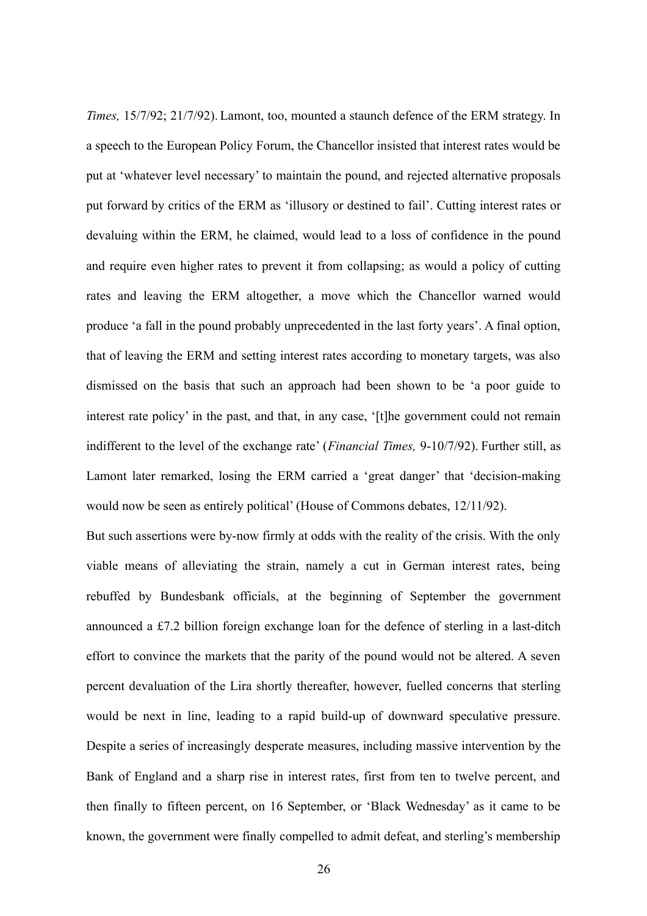*Times,* 15/7/92; 21/7/92). Lamont, too, mounted a staunch defence of the ERM strategy. In a speech to the European Policy Forum, the Chancellor insisted that interest rates would be put at 'whatever level necessary' to maintain the pound, and rejected alternative proposals put forward by critics of the ERM as 'illusory or destined to fail'. Cutting interest rates or devaluing within the ERM, he claimed, would lead to a loss of confidence in the pound and require even higher rates to prevent it from collapsing; as would a policy of cutting rates and leaving the ERM altogether, a move which the Chancellor warned would produce 'a fall in the pound probably unprecedented in the last forty years'. A final option, that of leaving the ERM and setting interest rates according to monetary targets, was also dismissed on the basis that such an approach had been shown to be 'a poor guide to interest rate policy' in the past, and that, in any case, '[t]he government could not remain indifferent to the level of the exchange rate' (*Financial Times,* 9-10/7/92). Further still, as Lamont later remarked, losing the ERM carried a 'great danger' that 'decision-making would now be seen as entirely political' (House of Commons debates, 12/11/92).

But such assertions were by-now firmly at odds with the reality of the crisis. With the only viable means of alleviating the strain, namely a cut in German interest rates, being rebuffed by Bundesbank officials, at the beginning of September the government announced a £7.2 billion foreign exchange loan for the defence of sterling in a last-ditch effort to convince the markets that the parity of the pound would not be altered. A seven percent devaluation of the Lira shortly thereafter, however, fuelled concerns that sterling would be next in line, leading to a rapid build-up of downward speculative pressure. Despite a series of increasingly desperate measures, including massive intervention by the Bank of England and a sharp rise in interest rates, first from ten to twelve percent, and then finally to fifteen percent, on 16 September, or 'Black Wednesday' as it came to be known, the government were finally compelled to admit defeat, and sterling's membership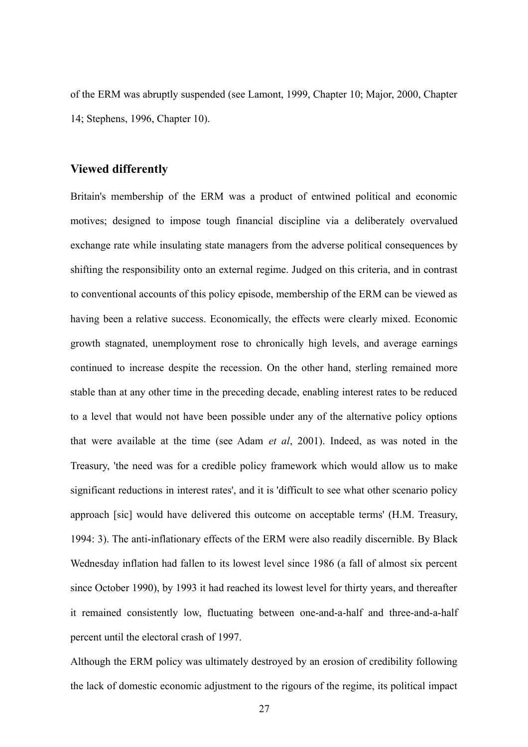of the ERM was abruptly suspended (see Lamont, 1999, Chapter 10; Major, 2000, Chapter 14; Stephens, 1996, Chapter 10).

## Viewed differently

Britain's membership of the ERM was a product of entwined political and economic motives; designed to impose tough financial discipline via a deliberately overvalued exchange rate while insulating state managers from the adverse political consequences by shifting the responsibility onto an external regime. Judged on this criteria, and in contrast to conventional accounts of this policy episode, membership of the ERM can be viewed as having been a relative success. Economically, the effects were clearly mixed. Economic growth stagnated, unemployment rose to chronically high levels, and average earnings continued to increase despite the recession. On the other hand, sterling remained more stable than at any other time in the preceding decade, enabling interest rates to be reduced to a level that would not have been possible under any of the alternative policy options that were available at the time (see Adam *et al*, 2001). Indeed, as was noted in the Treasury, 'the need was for a credible policy framework which would allow us to make significant reductions in interest rates', and it is 'difficult to see what other scenario policy approach [sic] would have delivered this outcome on acceptable terms' (H.M. Treasury, 1994: 3). The anti-inflationary effects of the ERM were also readily discernible. By Black Wednesday inflation had fallen to its lowest level since 1986 (a fall of almost six percent since October 1990), by 1993 it had reached its lowest level for thirty years, and thereafter it remained consistently low, fluctuating between one-and-a-half and three-and-a-half percent until the electoral crash of 1997.

Although the ERM policy was ultimately destroyed by an erosion of credibility following the lack of domestic economic adjustment to the rigours of the regime, its political impact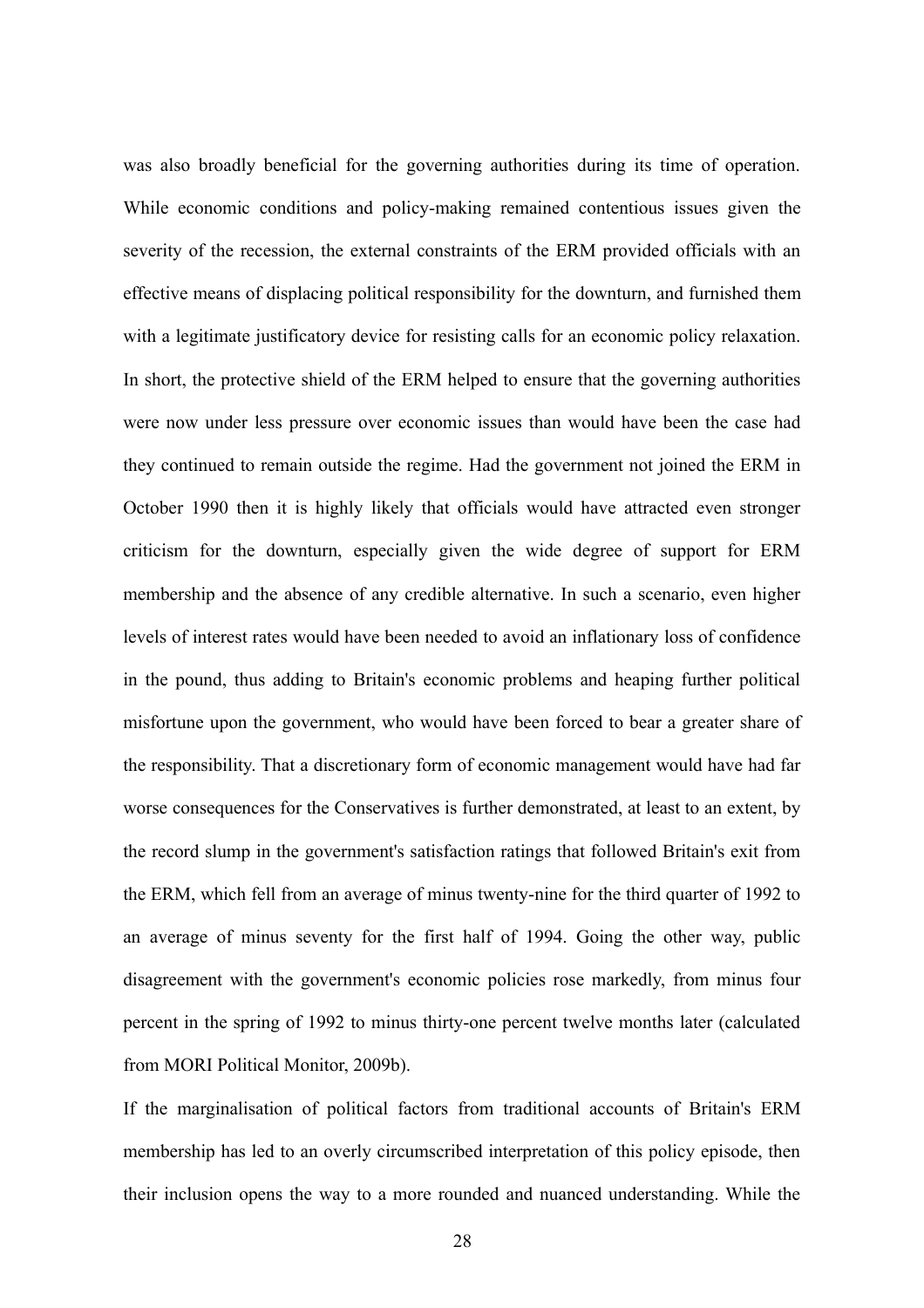was also broadly beneficial for the governing authorities during its time of operation. While economic conditions and policy-making remained contentious issues given the severity of the recession, the external constraints of the ERM provided officials with an effective means of displacing political responsibility for the downturn, and furnished them with a legitimate justificatory device for resisting calls for an economic policy relaxation. In short, the protective shield of the ERM helped to ensure that the governing authorities were now under less pressure over economic issues than would have been the case had they continued to remain outside the regime. Had the government not joined the ERM in October 1990 then it is highly likely that officials would have attracted even stronger criticism for the downturn, especially given the wide degree of support for ERM membership and the absence of any credible alternative. In such a scenario, even higher levels of interest rates would have been needed to avoid an inflationary loss of confidence in the pound, thus adding to Britain's economic problems and heaping further political misfortune upon the government, who would have been forced to bear a greater share of the responsibility. That a discretionary form of economic management would have had far worse consequences for the Conservatives is further demonstrated, at least to an extent, by the record slump in the government's satisfaction ratings that followed Britain's exit from the ERM, which fell from an average of minus twenty-nine for the third quarter of 1992 to an average of minus seventy for the first half of 1994. Going the other way, public disagreement with the government's economic policies rose markedly, from minus four percent in the spring of 1992 to minus thirty-one percent twelve months later (calculated from MORI Political Monitor, 2009b).

If the marginalisation of political factors from traditional accounts of Britain's ERM membership has led to an overly circumscribed interpretation of this policy episode, then their inclusion opens the way to a more rounded and nuanced understanding. While the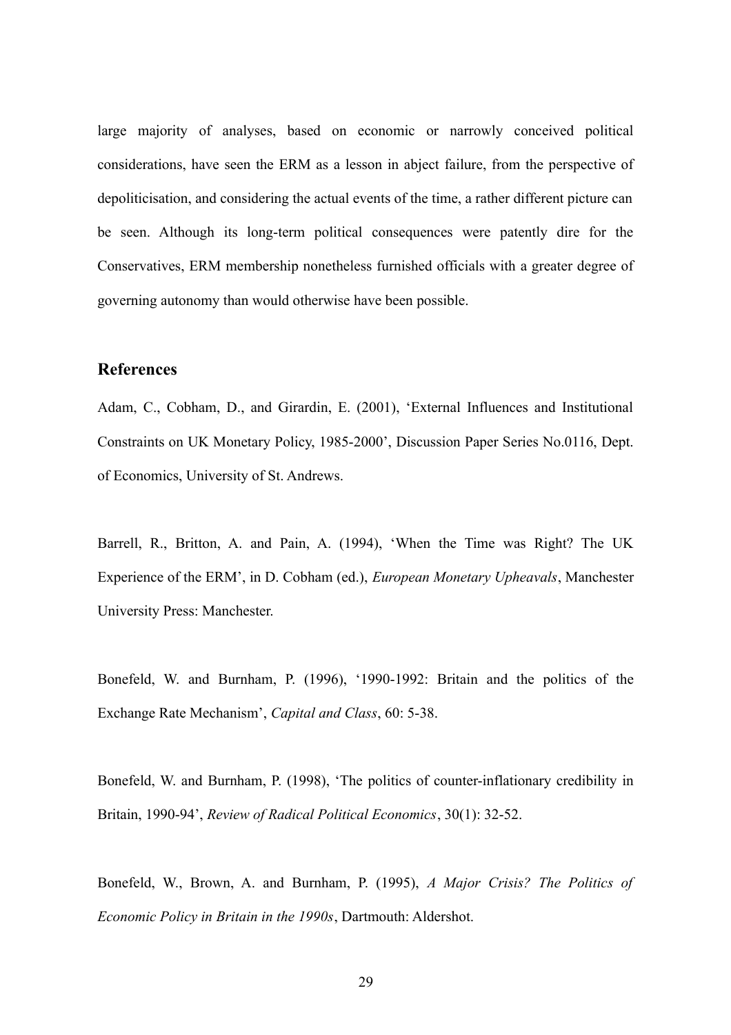large majority of analyses, based on economic or narrowly conceived political considerations, have seen the ERM as a lesson in abject failure, from the perspective of depoliticisation, and considering the actual events of the time, a rather different picture can be seen. Although its long-term political consequences were patently dire for the Conservatives, ERM membership nonetheless furnished officials with a greater degree of governing autonomy than would otherwise have been possible.

## References

Adam, C., Cobham, D., and Girardin, E. (2001), 'External Influences and Institutional Constraints on UK Monetary Policy, 1985-2000', Discussion Paper Series No.0116, Dept. of Economics, University of St. Andrews.

Barrell, R., Britton, A. and Pain, A. (1994), 'When the Time was Right? The UK Experience of the ERM', in D. Cobham (ed.), *European Monetary Upheavals*, Manchester University Press: Manchester.

Bonefeld, W. and Burnham, P. (1996), '1990-1992: Britain and the politics of the Exchange Rate Mechanism', *Capital and Class*, 60: 5-38.

Bonefeld, W. and Burnham, P. (1998), 'The politics of counter-inflationary credibility in Britain, 1990-94', *Review of Radical Political Economics*, 30(1): 32-52.

Bonefeld, W., Brown, A. and Burnham, P. (1995), *A Major Crisis? The Politics of Economic Policy in Britain in the 1990s*, Dartmouth: Aldershot.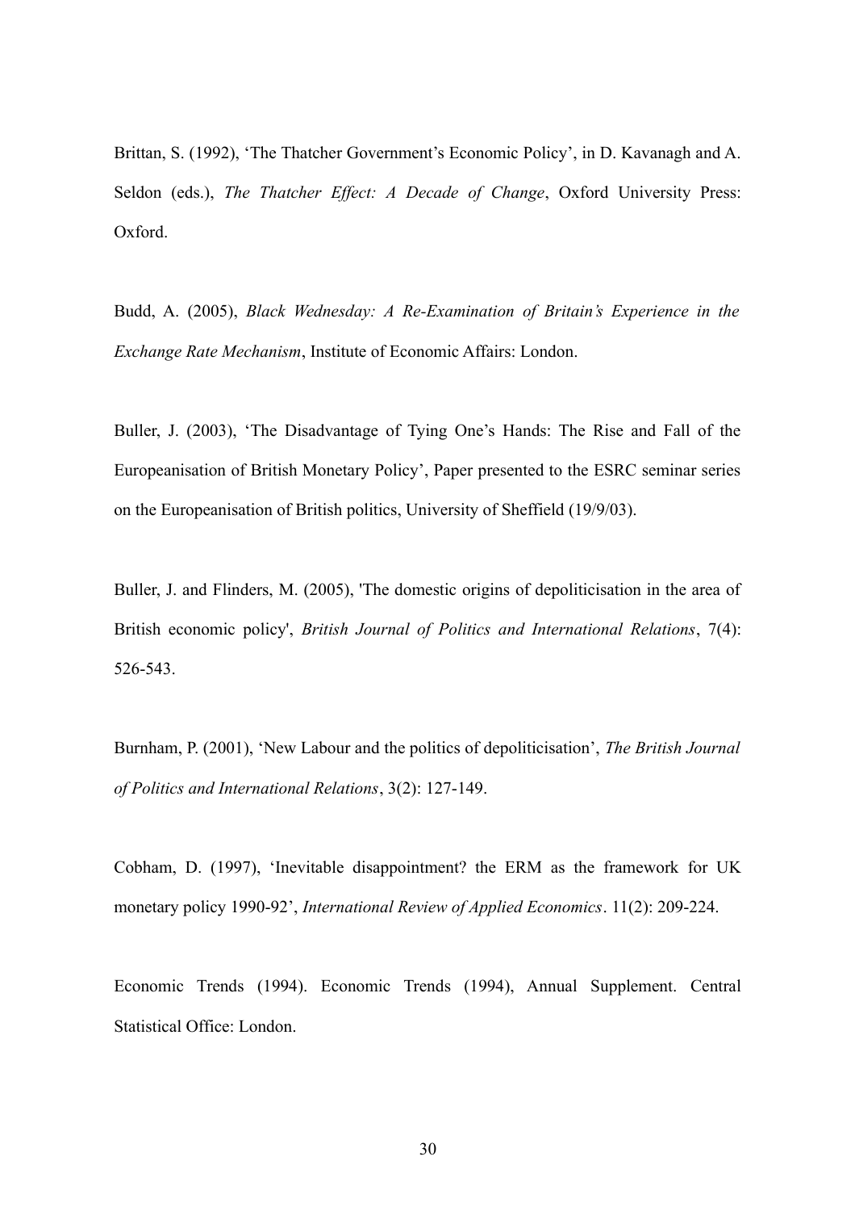Brittan, S. (1992), 'The Thatcher Government's Economic Policy', in D. Kavanagh and A. Seldon (eds.), *The Thatcher Effect: A Decade of Change*, Oxford University Press: Oxford.

Budd, A. (2005), *Black Wednesday: A Re-Examination of Britain's Experience in the Exchange Rate Mechanism*, Institute of Economic Affairs: London.

Buller, J. (2003), 'The Disadvantage of Tying One's Hands: The Rise and Fall of the Europeanisation of British Monetary Policy', Paper presented to the ESRC seminar series on the Europeanisation of British politics, University of Sheffield (19/9/03).

Buller, J. and Flinders, M. (2005), 'The domestic origins of depoliticisation in the area of British economic policy', *British Journal of Politics and International Relations*, 7(4): 526-543.

Burnham, P. (2001), 'New Labour and the politics of depoliticisation', *The British Journal of Politics and International Relations*, 3(2): 127-149.

Cobham, D. (1997), 'Inevitable disappointment? the ERM as the framework for UK monetary policy 1990-92', *International Review of Applied Economics*. 11(2): 209-224.

Economic Trends (1994). Economic Trends (1994), Annual Supplement. Central Statistical Office: London.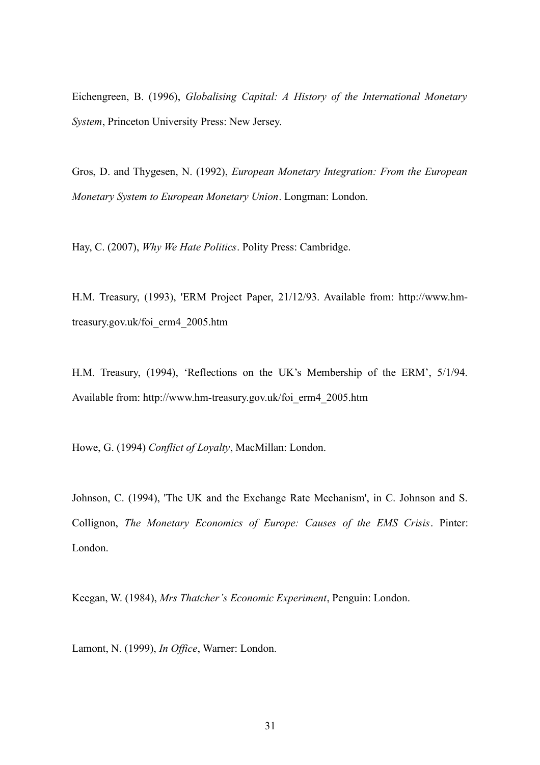Eichengreen, B. (1996), *Globalising Capital: A History of the International Monetary System*, Princeton University Press: New Jersey.

Gros, D. and Thygesen, N. (1992), *European Monetary Integration: From the European Monetary System to European Monetary Union*. Longman: London.

Hay, C. (2007), *Why We Hate Politics*. Polity Press: Cambridge.

H.M. Treasury, (1993), 'ERM Project Paper, 21/12/93. Available from: http://www.hm-treasury.gov.uk/foi_erm4_2005.htm

H.M. Treasury, (1994), 'Reflections on the UK's Membership of the ERM', 5/1/94. Available from: http://www.hm-treasury.gov.uk/foi_erm4_2005.htm

Howe, G. (1994) *Conflict of Loyalty*, MacMillan: London.

Johnson, C. (1994), 'The UK and the Exchange Rate Mechanism', in C. Johnson and S. Collignon, *The Monetary Economics of Europe: Causes of the EMS Crisis*. Pinter: London.

Keegan, W. (1984), *Mrs Thatcher's Economic Experiment*, Penguin: London.

Lamont, N. (1999), *In Office*, Warner: London.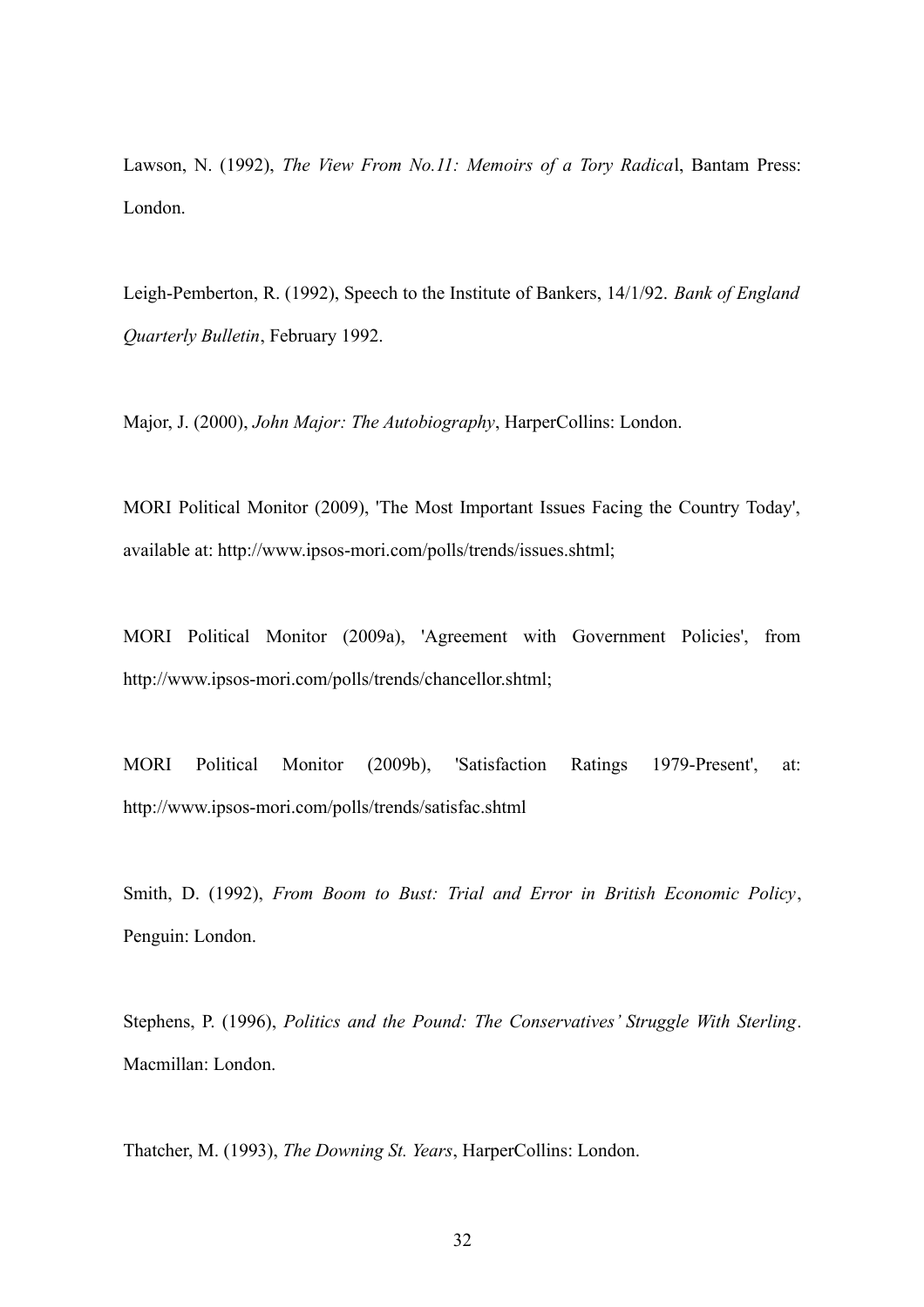Lawson, N. (1992), *The View From No.11: Memoirs of a Tory Radical*, Bantam Press: London.

Leigh-Pemberton, R. (1992), Speech to the Institute of Bankers, 14/1/92. *Bank of England Quarterly Bulletin*, February 1992.

Major, J. (2000), *John Major: The Autobiography*, HarperCollins: London.

MORI Political Monitor (2009), 'The Most Important Issues Facing the Country Today', available at: http://www.ipsos-mori.com/polls/trends/issues.shtml;

MORI Political Monitor (2009a), 'Agreement with Government Policies', from http://www.ipsos-mori.com/polls/trends/chancellor.shtml;

MORI Political Monitor (2009b), 'Satisfaction Ratings 1979-Present', at: http://www.ipsos-mori.com/polls/trends/satisfac.shtml

Smith, D. (1992), *From Boom to Bust: Trial and Error in British Economic Policy*, Penguin: London.

Stephens, P. (1996), *Politics and the Pound: The Conservatives' Struggle With Sterling*. Macmillan: London.

Thatcher, M. (1993), *The Downing St. Years*, HarperCollins: London.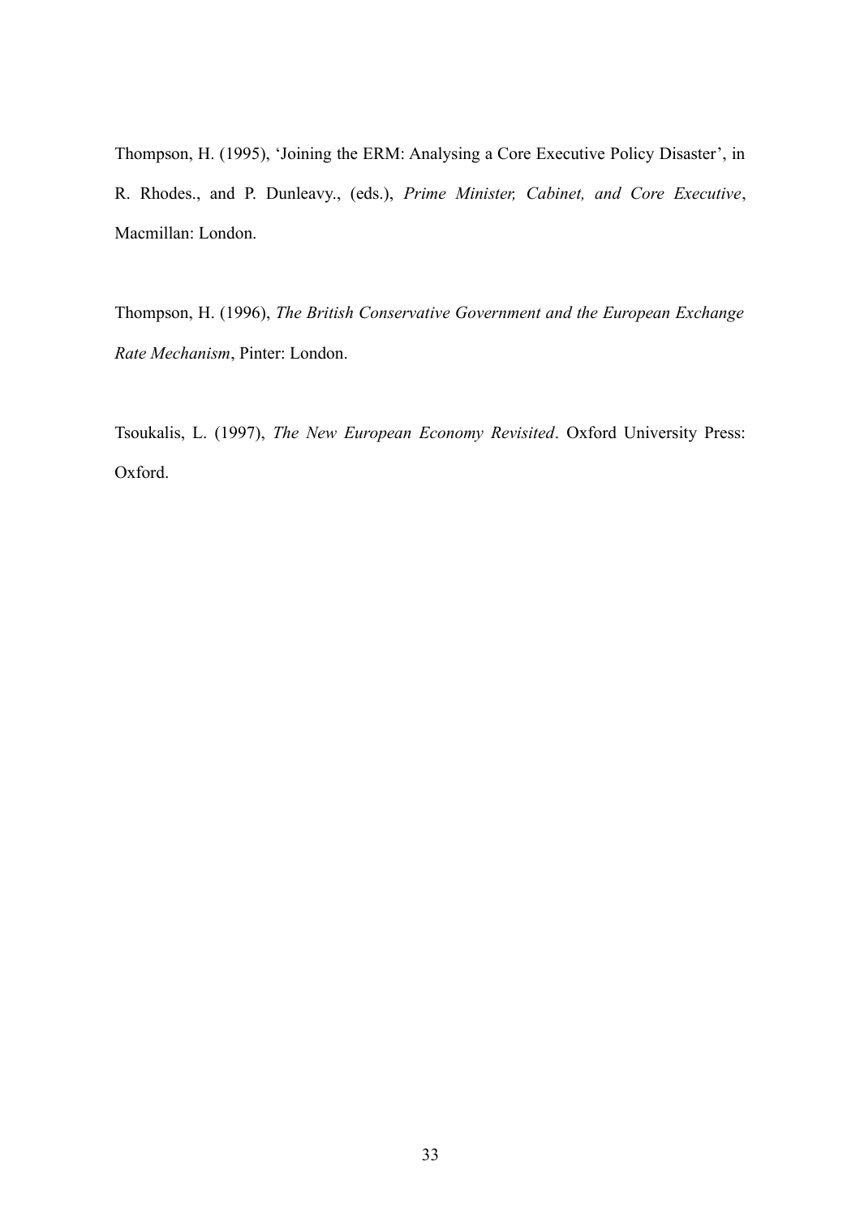Thompson, H. (1995), 'Joining the ERM: Analysing a Core Executive Policy Disaster', in R. Rhodes., and P. Dunleavy., (eds.), *Prime Minister, Cabinet, and Core Executive*, Macmillan: London.

Thompson, H. (1996), *The British Conservative Government and the European Exchange Rate Mechanism*, Pinter: London.

Tsoukalis, L. (1997), *The New European Economy Revisited*. Oxford University Press: Oxford.